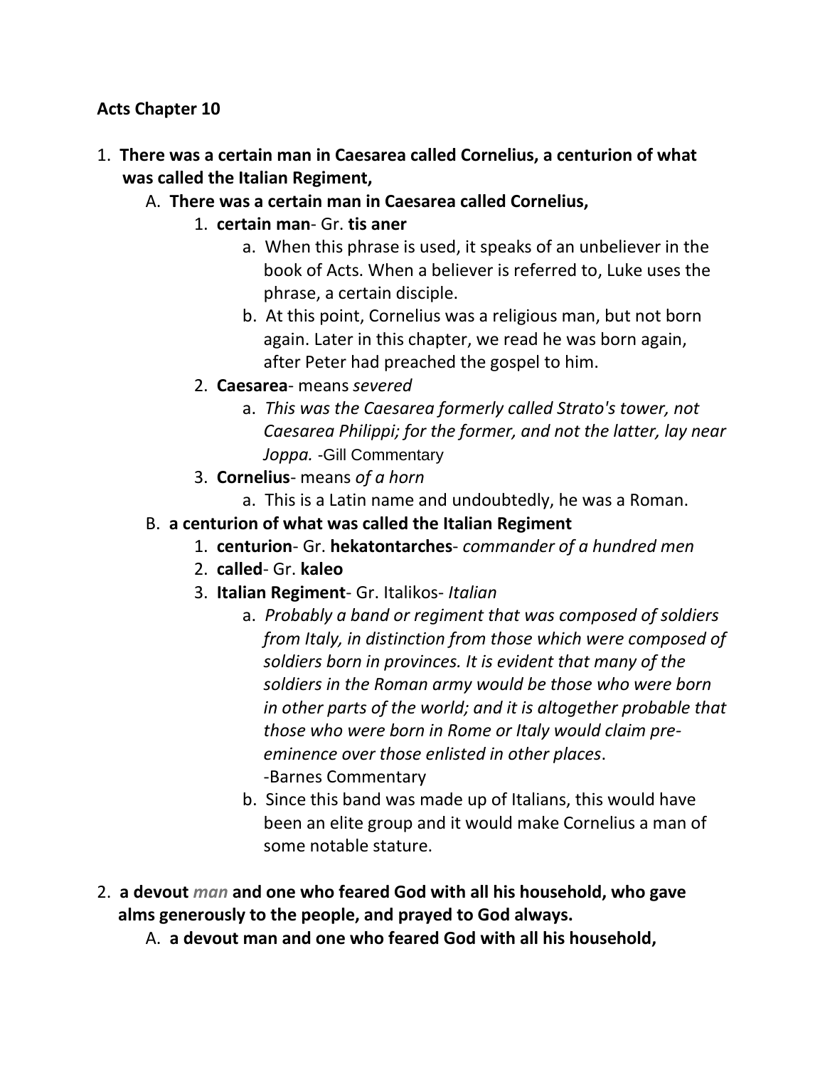**Acts Chapter 10**

1. **There was a certain man in Caesarea called Cornelius, a centurion of what was called the Italian Regiment,**
   - A. **There was a certain man in Caesarea called Cornelius,**
     1. **certain man**- Gr. **tis aner**
        - a. When this phrase is used, it speaks of an unbeliever in the book of Acts. When a believer is referred to, Luke uses the phrase, a certain disciple.
        - b. At this point, Cornelius was a religious man, but not born again. Later in this chapter, we read he was born again, after Peter had preached the gospel to him.
     2. **Caesarea**- means *severed*
        - a. *This was the Caesarea formerly called Strato's tower, not Caesarea Philippi; for the former, and not the latter, lay near Joppa.* -Gill Commentary
     3. **Cornelius**- means *of a horn*
        - a. This is a Latin name and undoubtedly, he was a Roman.
   - B. **a centurion of what was called the Italian Regiment**
     1. **centurion**- Gr. **hekatontarches**- *commander of a hundred men*
     2. **called**- Gr. **kaleo**
     3. **Italian Regiment**- Gr. Italikos- *Italian*
        - a. *Probably a band or regiment that was composed of soldiers from Italy, in distinction from those which were composed of soldiers born in provinces. It is evident that many of the soldiers in the Roman army would be those who were born in other parts of the world; and it is altogether probable that those who were born in Rome or Italy would claim pre-eminence over those enlisted in other places*. -Barnes Commentary
        - b. Since this band was made up of Italians, this would have been an elite group and it would make Cornelius a man of some notable stature.

2. **a devout *man* and one who feared God with all his household, who gave alms generously to the people, and prayed to God always.**
   - A. **a devout man and one who feared God with all his household,**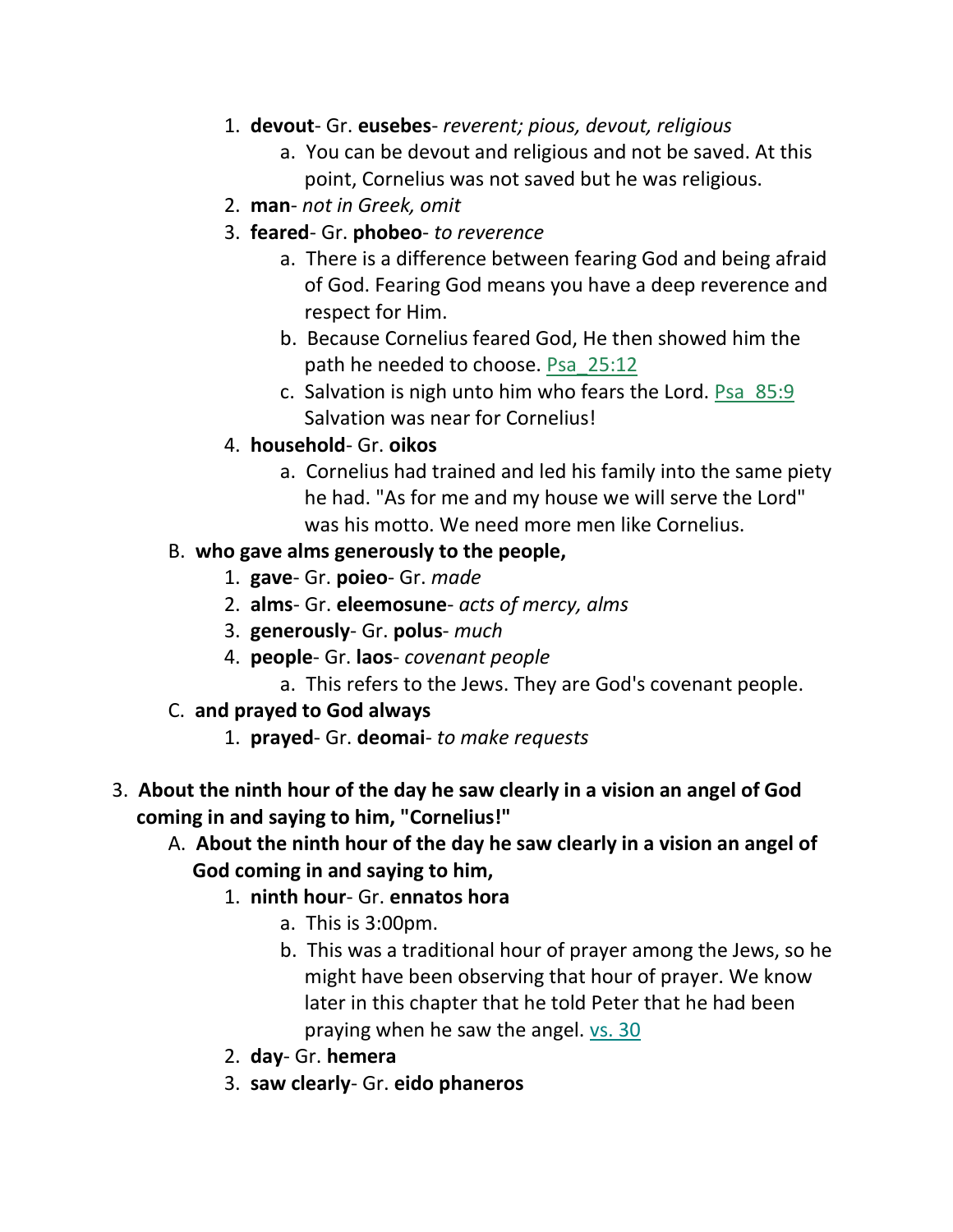1. **devout**- Gr. **eusebes**- *reverent; pious, devout, religious*
    a. You can be devout and religious and not be saved. At this point, Cornelius was not saved but he was religious.
2. **man**- *not in Greek, omit*
3. **feared**- Gr. **phobeo**- *to reverence*
    a. There is a difference between fearing God and being afraid of God. Fearing God means you have a deep reverence and respect for Him.
    b. Because Cornelius feared God, He then showed him the path he needed to choose. Psa_25:12
    c. Salvation is nigh unto him who fears the Lord. Psa_85:9 Salvation was near for Cornelius!
4. **household**- Gr. **oikos**
    a. Cornelius had trained and led his family into the same piety he had. "As for me and my house we will serve the Lord" was his motto. We need more men like Cornelius.

B. **who gave alms generously to the people,**

1. **gave**- Gr. **poieo**- Gr. *made*
2. **alms**- Gr. **eleemosune**- *acts of mercy, alms*
3. **generously**- Gr. **polus**- *much*
4. **people**- Gr. **laos**- *covenant people*
    a. This refers to the Jews. They are God's covenant people.

C. **and prayed to God always**

1. **prayed**- Gr. **deomai**- *to make requests*

3. **About the ninth hour of the day he saw clearly in a vision an angel of God coming in and saying to him, "Cornelius!"**

A. **About the ninth hour of the day he saw clearly in a vision an angel of God coming in and saying to him,**

1. **ninth hour**- Gr. **ennatos hora**
    a. This is 3:00pm.
    b. This was a traditional hour of prayer among the Jews, so he might have been observing that hour of prayer. We know later in this chapter that he told Peter that he had been praying when he saw the angel. vs. 30
2. **day**- Gr. **hemera**
3. **saw clearly**- Gr. **eido phaneros**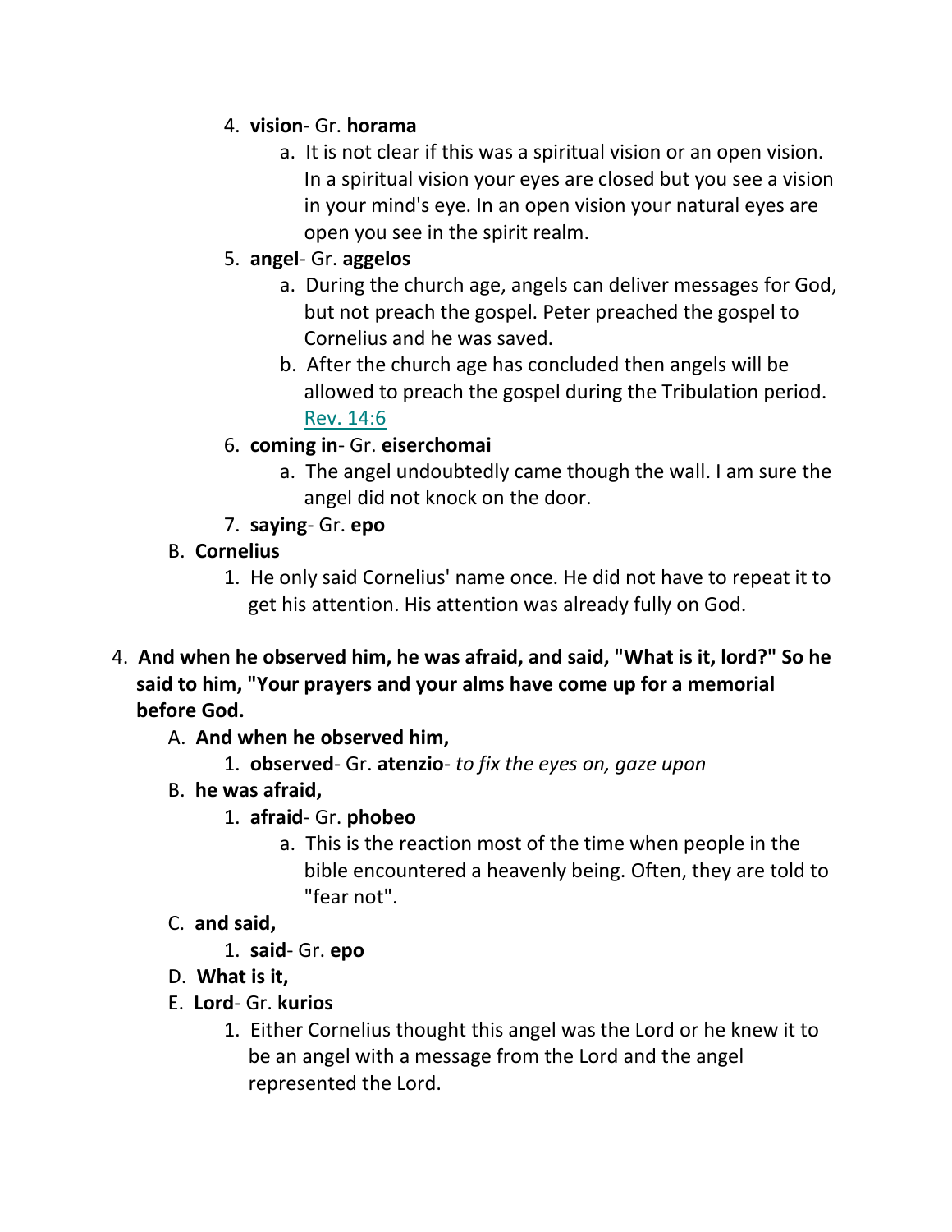4. **vision**- Gr. **horama**
    a. It is not clear if this was a spiritual vision or an open vision. In a spiritual vision your eyes are closed but you see a vision in your mind's eye. In an open vision your natural eyes are open you see in the spirit realm.
5. **angel**- Gr. **aggelos**
    a. During the church age, angels can deliver messages for God, but not preach the gospel. Peter preached the gospel to Cornelius and he was saved.
    b. After the church age has concluded then angels will be allowed to preach the gospel during the Tribulation period. Rev. 14:6
6. **coming in**- Gr. **eiserchomai**
    a. The angel undoubtedly came though the wall. I am sure the angel did not knock on the door.
7. **saying**- Gr. **epo**

B. **Cornelius**
1. He only said Cornelius' name once. He did not have to repeat it to get his attention. His attention was already fully on God.

4. **And when he observed him, he was afraid, and said, "What is it, lord?" So he said to him, "Your prayers and your alms have come up for a memorial before God.**

A. **And when he observed him,**
1. **observed**- Gr. **atenzio**- *to fix the eyes on, gaze upon*

B. **he was afraid,**
1. **afraid**- Gr. **phobeo**
    a. This is the reaction most of the time when people in the bible encountered a heavenly being. Often, they are told to "fear not".

C. **and said,**
1. **said**- Gr. **epo**

D. **What is it,**

E. **Lord**- Gr. **kurios**
1. Either Cornelius thought this angel was the Lord or he knew it to be an angel with a message from the Lord and the angel represented the Lord.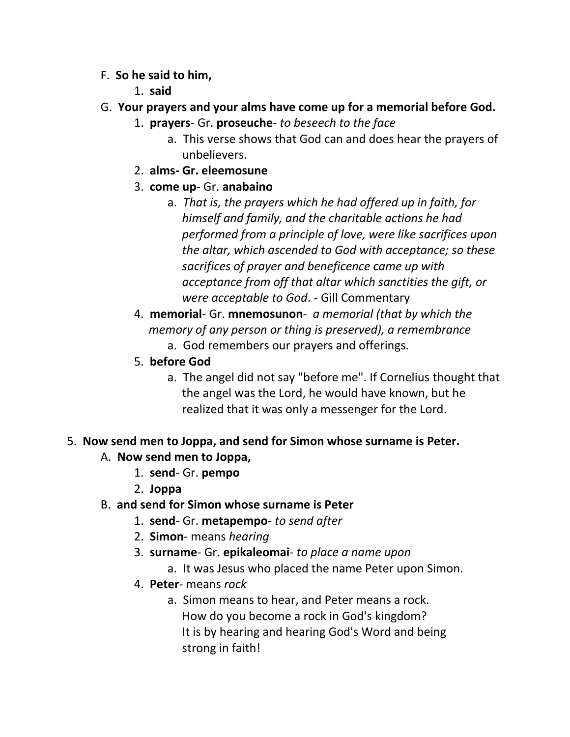F. **So he said to him,**
   1. **said**

G. **Your prayers and your alms have come up for a memorial before God.**
   1. **prayers**- Gr. **proseuche**- *to beseech to the face*
      a. This verse shows that God can and does hear the prayers of unbelievers.
   2. **alms- Gr. eleemosune**
   3. **come up**- Gr. **anabaino**
      a. *That is, the prayers which he had offered up in faith, for himself and family, and the charitable actions he had performed from a principle of love, were like sacrifices upon the altar, which ascended to God with acceptance; so these sacrifices of prayer and beneficence came up with acceptance from off that altar which sanctities the gift, or were acceptable to God*. - Gill Commentary
   4. **memorial**- Gr. **mnemosunon**- *a memorial (that by which the memory of any person or thing is preserved), a remembrance*
      a. God remembers our prayers and offerings.
   5. **before God**
      a. The angel did not say "before me". If Cornelius thought that the angel was the Lord, he would have known, but he realized that it was only a messenger for the Lord.

5. **Now send men to Joppa, and send for Simon whose surname is Peter.**

A. **Now send men to Joppa,**
   1. **send**- Gr. **pempo**
   2. **Joppa**

B. **and send for Simon whose surname is Peter**
   1. **send**- Gr. **metapempo**- *to send after*
   2. **Simon**- means *hearing*
   3. **surname**- Gr. **epikaleomai**- *to place a name upon*
      a. It was Jesus who placed the name Peter upon Simon.
   4. **Peter**- means *rock*
      a. Simon means to hear, and Peter means a rock.
         How do you become a rock in God's kingdom?
         It is by hearing and hearing God's Word and being strong in faith!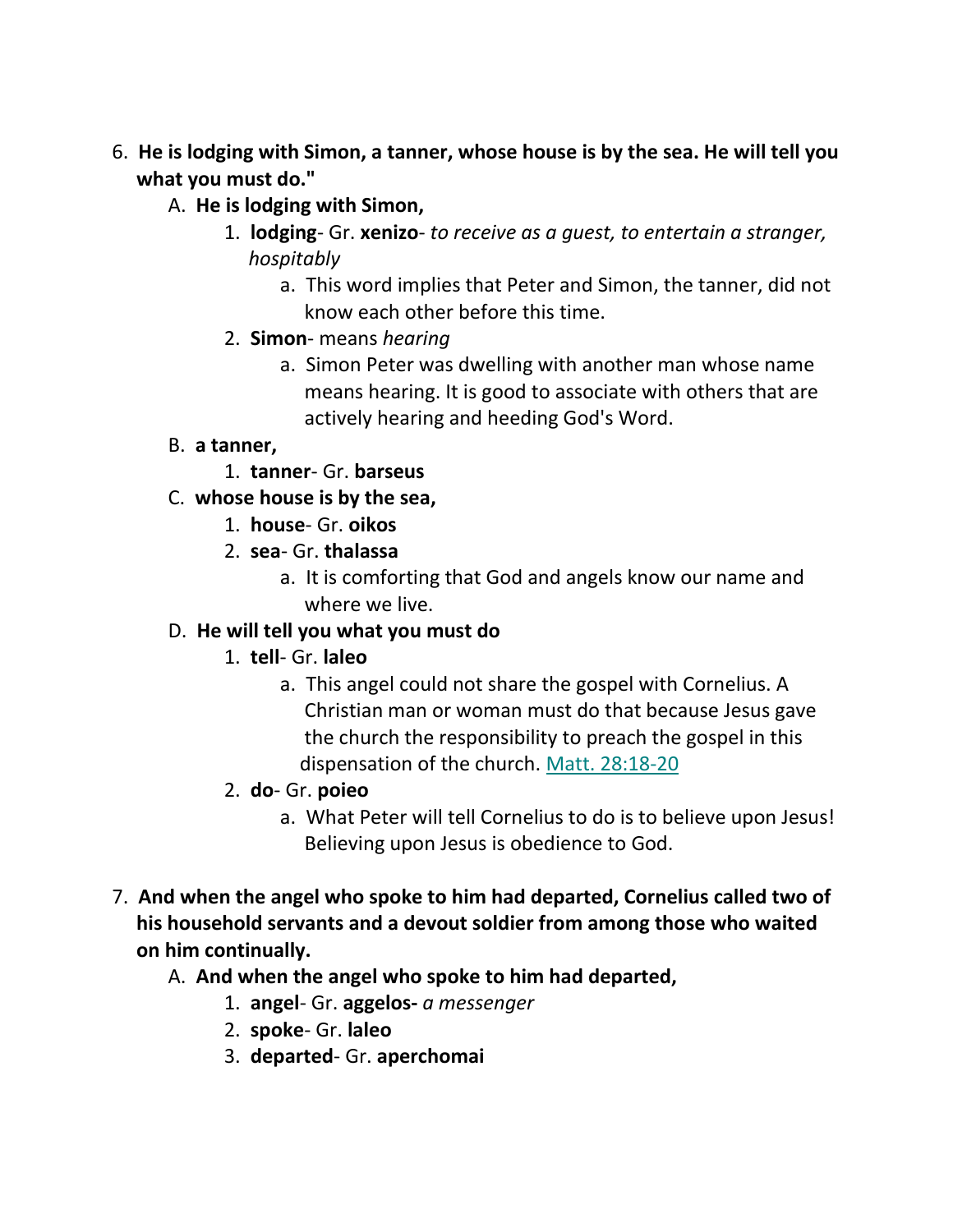6. **He is lodging with Simon, a tanner, whose house is by the sea. He will tell you what you must do."**
    - A. **He is lodging with Simon,**
        1. **lodging**- Gr. **xenizo**- *to receive as a guest, to entertain a stranger, hospitably*
            - a. This word implies that Peter and Simon, the tanner, did not know each other before this time.
        2. **Simon**- means *hearing*
            - a. Simon Peter was dwelling with another man whose name means hearing. It is good to associate with others that are actively hearing and heeding God's Word.
    - B. **a tanner,**
        1. **tanner**- Gr. **barseus**
    - C. **whose house is by the sea,**
        1. **house**- Gr. **oikos**
        2. **sea**- Gr. **thalassa**
            - a. It is comforting that God and angels know our name and where we live.
    - D. **He will tell you what you must do**
        1. **tell**- Gr. **laleo**
            - a. This angel could not share the gospel with Cornelius. A Christian man or woman must do that because Jesus gave the church the responsibility to preach the gospel in this dispensation of the church. Matt. 28:18-20
        2. **do**- Gr. **poieo**
            - a. What Peter will tell Cornelius to do is to believe upon Jesus! Believing upon Jesus is obedience to God.

7. **And when the angel who spoke to him had departed, Cornelius called two of his household servants and a devout soldier from among those who waited on him continually.**
    - A. **And when the angel who spoke to him had departed,**
        1. **angel**- Gr. **aggelos-** *a messenger*
        2. **spoke**- Gr. **laleo**
        3. **departed**- Gr. **aperchomai**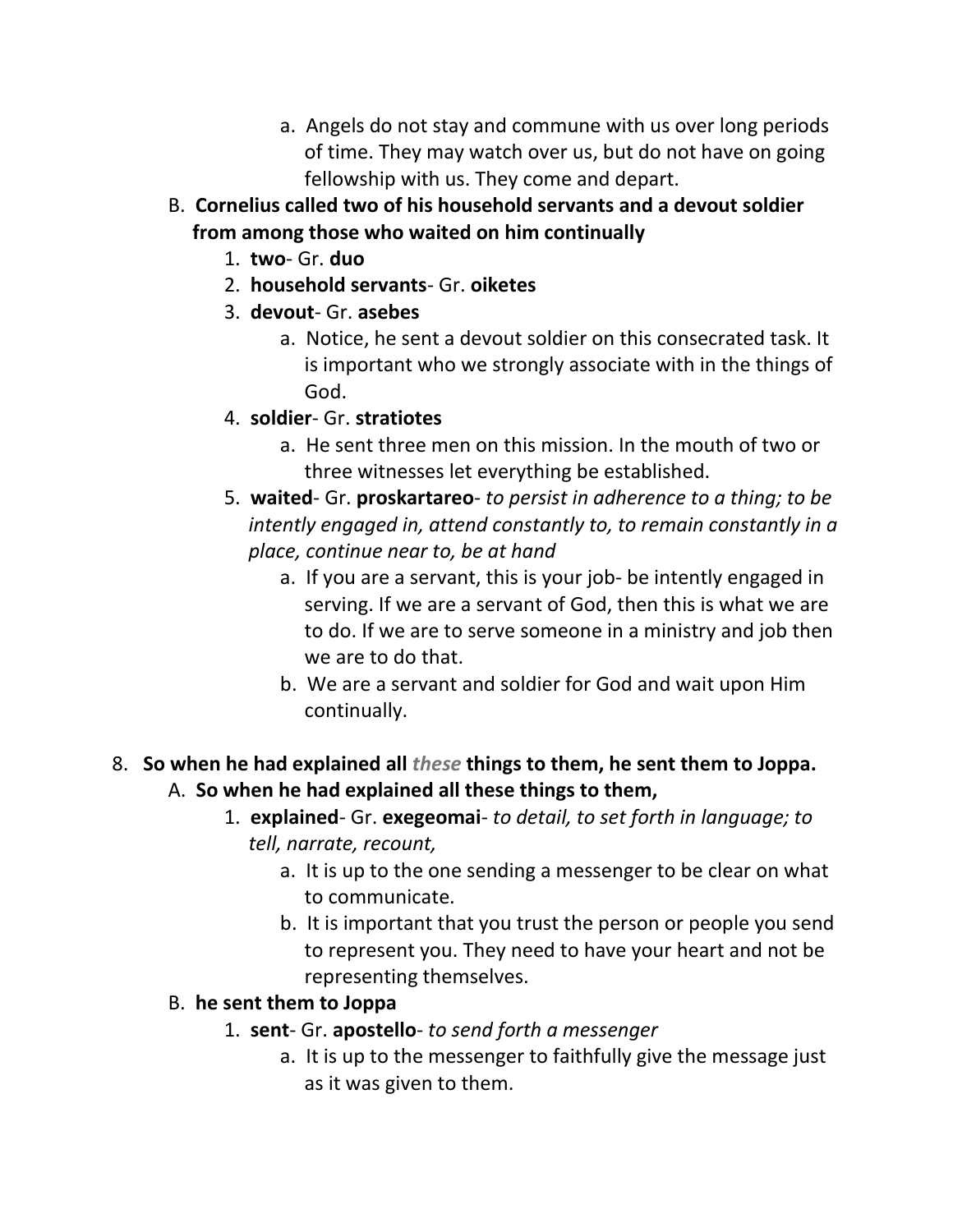a. Angels do not stay and commune with us over long periods of time. They may watch over us, but do not have on going fellowship with us. They come and depart.

   B. **Cornelius called two of his household servants and a devout soldier from among those who waited on him continually**
      1. **two**- Gr. **duo**
      2. **household servants**- Gr. **oiketes**
      3. **devout**- Gr. **asebes**
         a. Notice, he sent a devout soldier on this consecrated task. It is important who we strongly associate with in the things of God.
      4. **soldier**- Gr. **stratiotes**
         a. He sent three men on this mission. In the mouth of two or three witnesses let everything be established.
      5. **waited**- Gr. **proskartareo**- *to persist in adherence to a thing; to be intently engaged in, attend constantly to, to remain constantly in a place, continue near to, be at hand*
         a. If you are a servant, this is your job- be intently engaged in serving. If we are a servant of God, then this is what we are to do. If we are to serve someone in a ministry and job then we are to do that.
         b. We are a servant and soldier for God and wait upon Him continually.

8. **So when he had explained all *these* things to them, he sent them to Joppa.**
   A. **So when he had explained all these things to them,**
      1. **explained**- Gr. **exegeomai**- *to detail, to set forth in language; to tell, narrate, recount,*
         a. It is up to the one sending a messenger to be clear on what to communicate.
         b. It is important that you trust the person or people you send to represent you. They need to have your heart and not be representing themselves.
   B. **he sent them to Joppa**
      1. **sent**- Gr. **apostello**- *to send forth a messenger*
         a. It is up to the messenger to faithfully give the message just as it was given to them.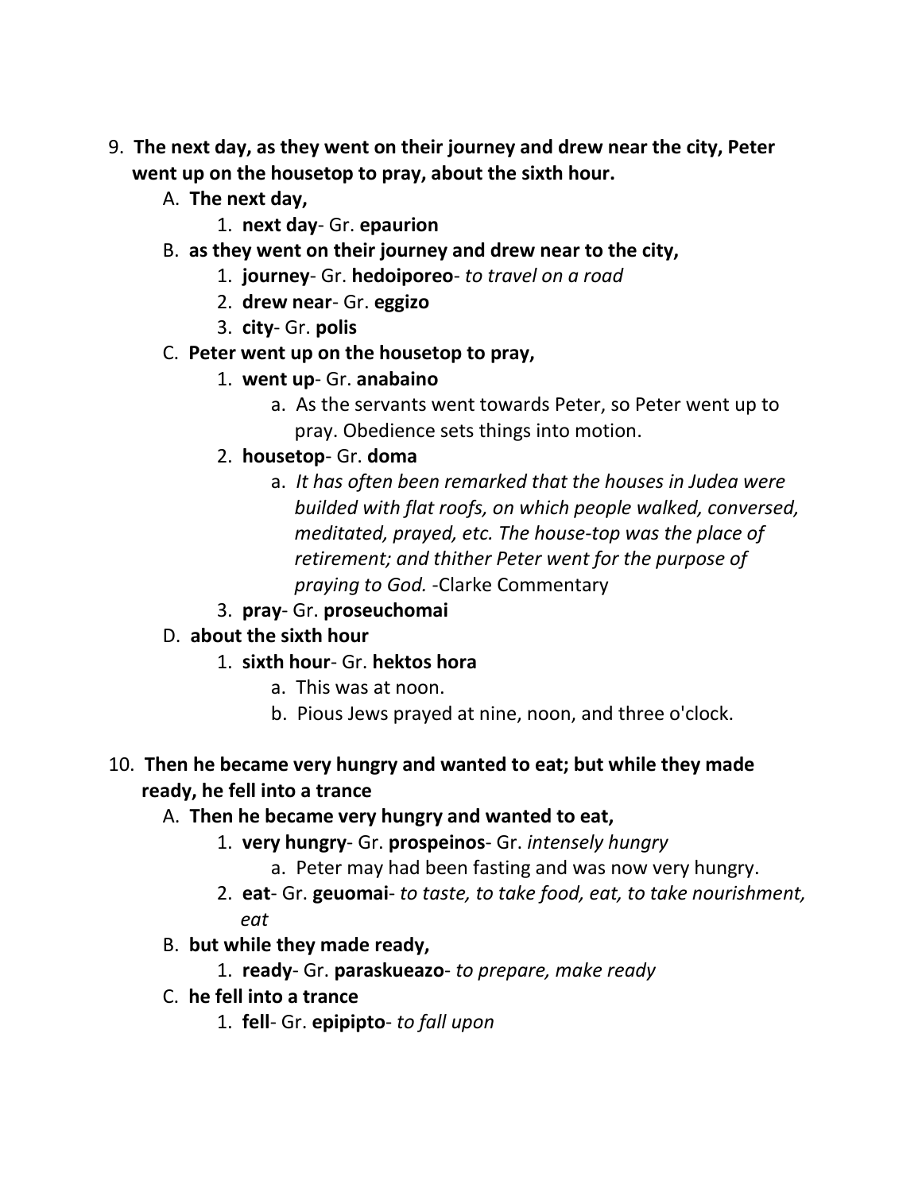9. **The next day, as they went on their journey and drew near the city, Peter went up on the housetop to pray, about the sixth hour.**
    A. **The next day,**
        1. **next day**- Gr. **epaurion**
    B. **as they went on their journey and drew near to the city,**
        1. **journey**- Gr. **hedoiporeo**- *to travel on a road*
        2. **drew near**- Gr. **eggizo**
        3. **city**- Gr. **polis**
    C. **Peter went up on the housetop to pray,**
        1. **went up**- Gr. **anabaino**
            a. As the servants went towards Peter, so Peter went up to pray. Obedience sets things into motion.
        2. **housetop**- Gr. **doma**
            a. *It has often been remarked that the houses in Judea were builded with flat roofs, on which people walked, conversed, meditated, prayed, etc. The house-top was the place of retirement; and thither Peter went for the purpose of praying to God.* -Clarke Commentary
        3. **pray**- Gr. **proseuchomai**
    D. **about the sixth hour**
        1. **sixth hour**- Gr. **hektos hora**
            a. This was at noon.
            b. Pious Jews prayed at nine, noon, and three o'clock.

10. **Then he became very hungry and wanted to eat; but while they made ready, he fell into a trance**
    A. **Then he became very hungry and wanted to eat,**
        1. **very hungry**- Gr. **prospeinos**- Gr. *intensely hungry*
            a. Peter may had been fasting and was now very hungry.
        2. **eat**- Gr. **geuomai**- *to taste, to take food, eat, to take nourishment, eat*
    B. **but while they made ready,**
        1. **ready**- Gr. **paraskueazo**- *to prepare, make ready*
    C. **he fell into a trance**
        1. **fell**- Gr. **epipipto**- *to fall upon*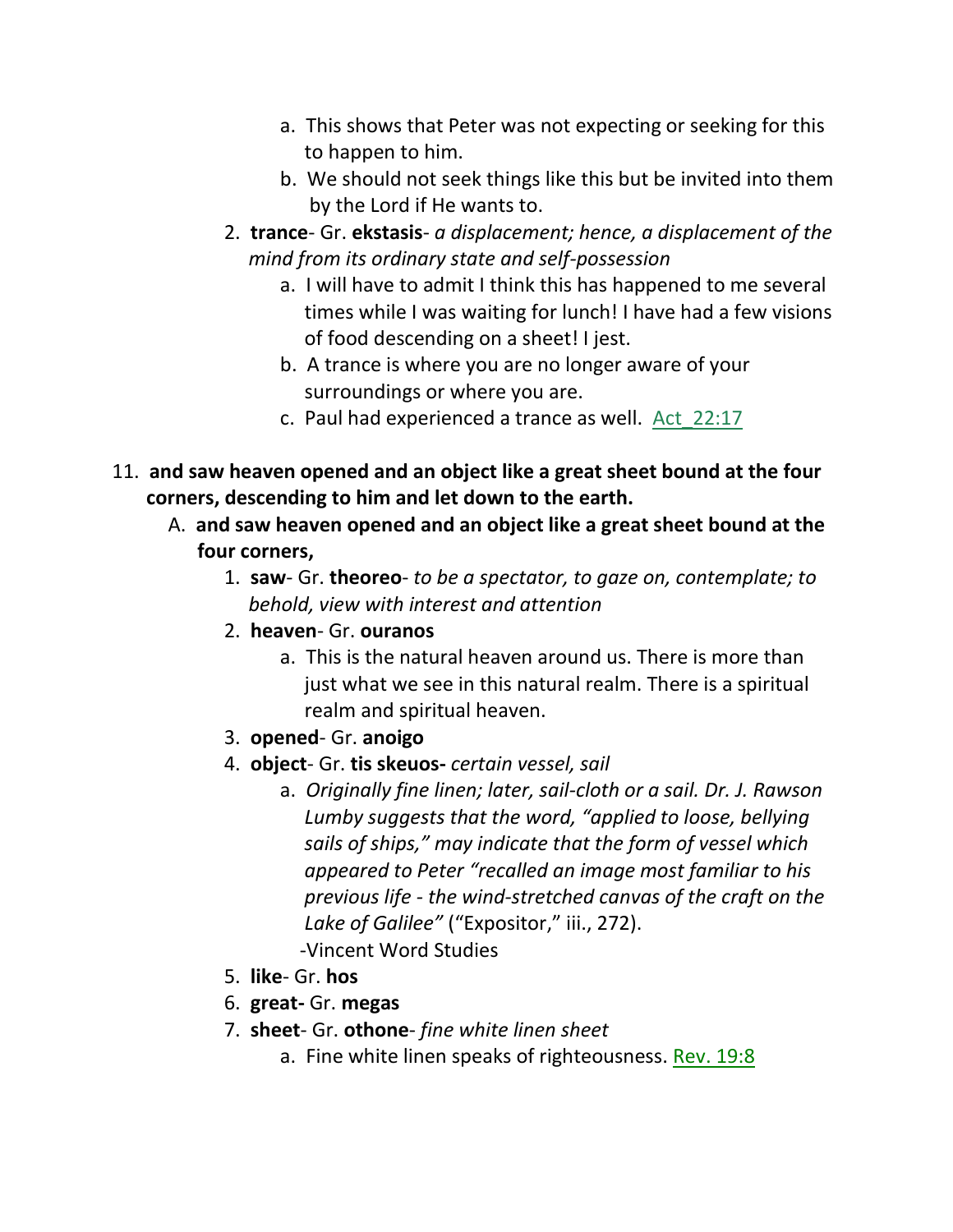a. This shows that Peter was not expecting or seeking for this to happen to him.
   b. We should not seek things like this but be invited into them by the Lord if He wants to.

2. **trance**- Gr. **ekstasis**- *a displacement; hence, a displacement of the mind from its ordinary state and self-possession*
   a. I will have to admit I think this has happened to me several times while I was waiting for lunch! I have had a few visions of food descending on a sheet! I jest.
   b. A trance is where you are no longer aware of your surroundings or where you are.
   c. Paul had experienced a trance as well. Act_22:17

11. **and saw heaven opened and an object like a great sheet bound at the four corners, descending to him and let down to the earth.**

   A. **and saw heaven opened and an object like a great sheet bound at the four corners,**

      1. **saw**- Gr. **theoreo**- *to be a spectator, to gaze on, contemplate; to behold, view with interest and attention*
      2. **heaven**- Gr. **ouranos**
         a. This is the natural heaven around us. There is more than just what we see in this natural realm. There is a spiritual realm and spiritual heaven.
      3. **opened**- Gr. **anoigo**
      4. **object**- Gr. **tis skeuos-** *certain vessel, sail*
         a. *Originally fine linen; later, sail-cloth or a sail. Dr. J. Rawson Lumby suggests that the word, "applied to loose, bellying sails of ships," may indicate that the form of vessel which appeared to Peter "recalled an image most familiar to his previous life - the wind-stretched canvas of the craft on the Lake of Galilee"* ("Expositor," iii., 272).
            -Vincent Word Studies
      5. **like**- Gr. **hos**
      6. **great-** Gr. **megas**
      7. **sheet**- Gr. **othone**- *fine white linen sheet*
         a. Fine white linen speaks of righteousness. Rev. 19:8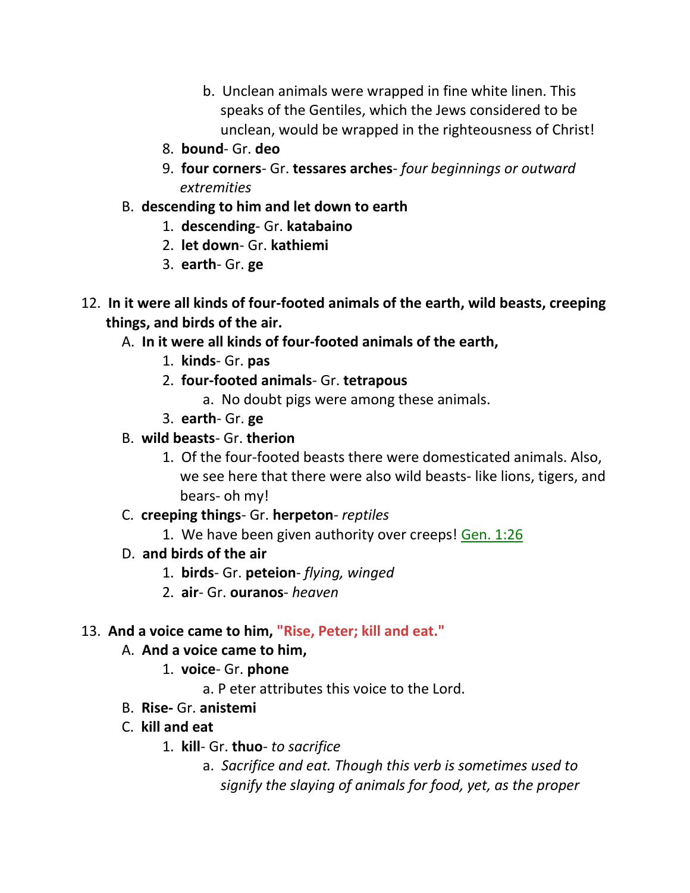b. Unclean animals were wrapped in fine white linen. This speaks of the Gentiles, which the Jews considered to be unclean, would be wrapped in the righteousness of Christ!

8. **bound**- Gr. **deo**
9. **four corners**- Gr. **tessares arches**- *four beginnings or outward extremities*

B. **descending to him and let down to earth**

1. **descending**- Gr. **katabaino**
2. **let down**- Gr. **kathiemi**
3. **earth**- Gr. **ge**

12. **In it were all kinds of four-footed animals of the earth, wild beasts, creeping things, and birds of the air.**

A. **In it were all kinds of four-footed animals of the earth,**

1. **kinds**- Gr. **pas**
2. **four-footed animals**- Gr. **tetrapous**
   a. No doubt pigs were among these animals.
3. **earth**- Gr. **ge**

B. **wild beasts**- Gr. **therion**

1. Of the four-footed beasts there were domesticated animals. Also, we see here that there were also wild beasts- like lions, tigers, and bears- oh my!

C. **creeping things**- Gr. **herpeton**- *reptiles*

1. We have been given authority over creeps! Gen. 1:26

D. **and birds of the air**

1. **birds**- Gr. **peteion**- *flying, winged*
2. **air**- Gr. **ouranos**- *heaven*

13. **And a voice came to him, "Rise, Peter; kill and eat."**

A. **And a voice came to him,**

1. **voice**- Gr. **phone**
   a. P eter attributes this voice to the Lord.

B. **Rise-** Gr. **anistemi**

C. **kill and eat**

1. **kill**- Gr. **thuo**- *to sacrifice*
   a. *Sacrifice and eat. Though this verb is sometimes used to signify the slaying of animals for food, yet, as the proper*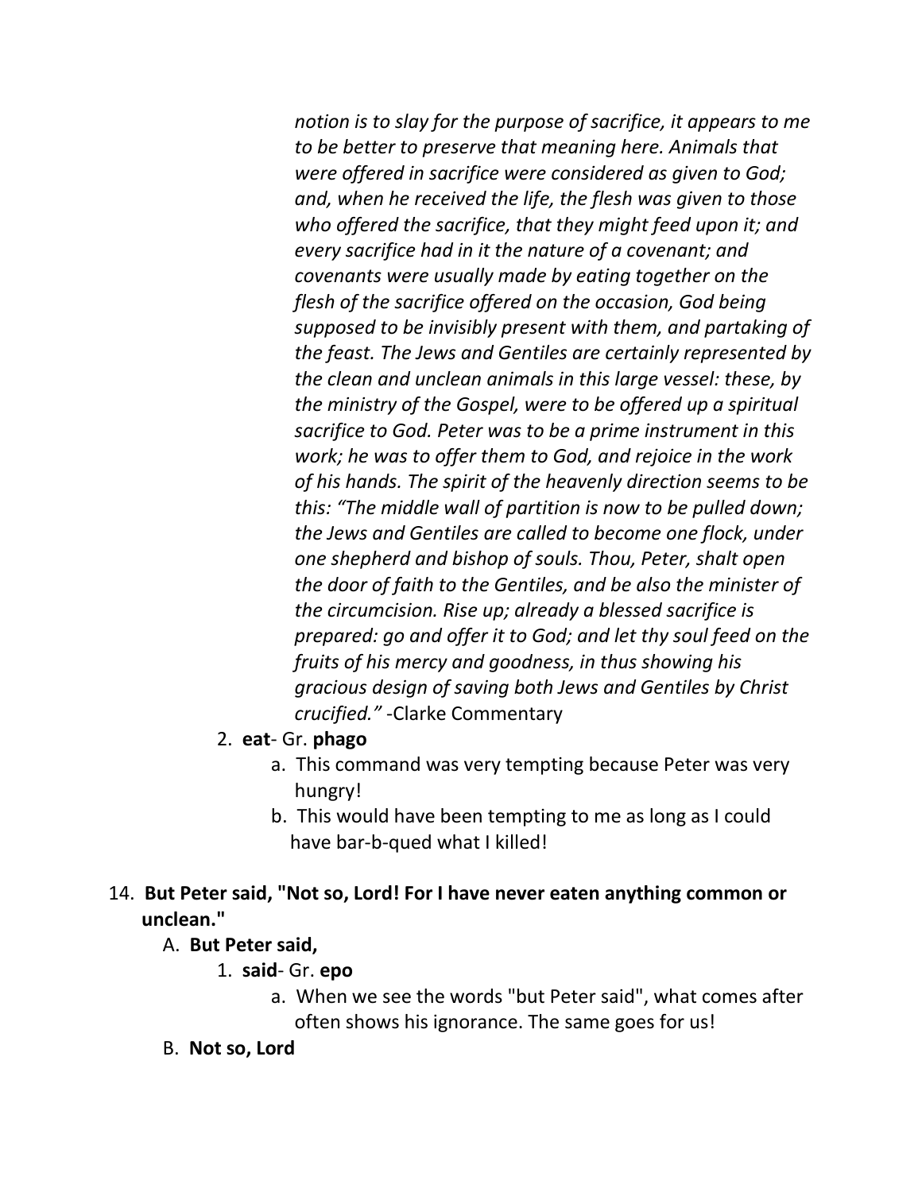*notion is to slay for the purpose of sacrifice, it appears to me to be better to preserve that meaning here. Animals that were offered in sacrifice were considered as given to God; and, when he received the life, the flesh was given to those who offered the sacrifice, that they might feed upon it; and every sacrifice had in it the nature of a covenant; and covenants were usually made by eating together on the flesh of the sacrifice offered on the occasion, God being supposed to be invisibly present with them, and partaking of the feast. The Jews and Gentiles are certainly represented by the clean and unclean animals in this large vessel: these, by the ministry of the Gospel, were to be offered up a spiritual sacrifice to God. Peter was to be a prime instrument in this work; he was to offer them to God, and rejoice in the work of his hands. The spirit of the heavenly direction seems to be this: "The middle wall of partition is now to be pulled down; the Jews and Gentiles are called to become one flock, under one shepherd and bishop of souls. Thou, Peter, shalt open the door of faith to the Gentiles, and be also the minister of the circumcision. Rise up; already a blessed sacrifice is prepared: go and offer it to God; and let thy soul feed on the fruits of his mercy and goodness, in thus showing his gracious design of saving both Jews and Gentiles by Christ crucified."* -Clarke Commentary

2. **eat**- Gr. **phago**
    a. This command was very tempting because Peter was very hungry!
    b. This would have been tempting to me as long as I could have bar-b-qued what I killed!

14. **But Peter said, "Not so, Lord! For I have never eaten anything common or unclean."**

A. **But Peter said,**

1. **said**- Gr. **epo**
    a. When we see the words "but Peter said", what comes after often shows his ignorance. The same goes for us!

B. **Not so, Lord**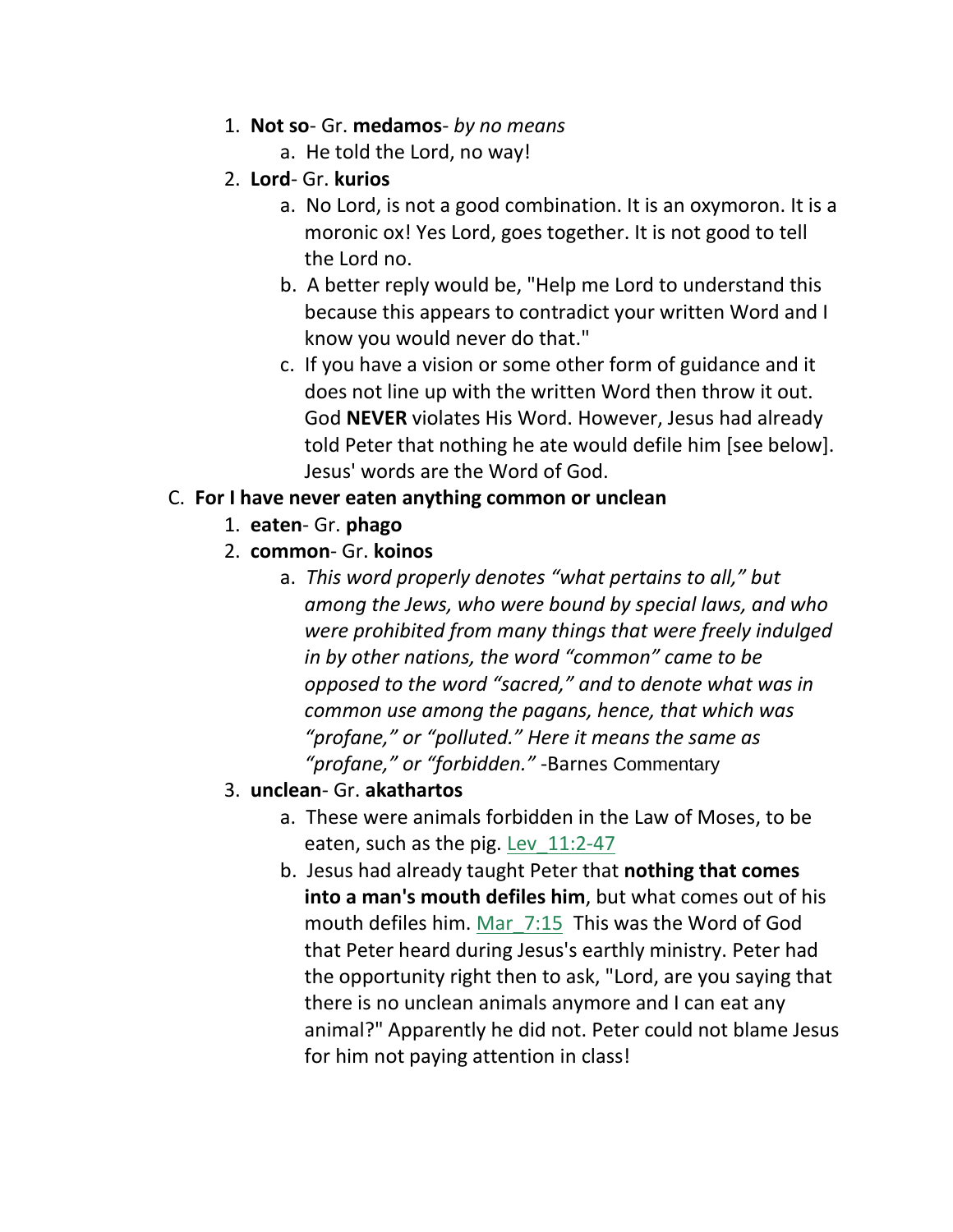1. **Not so**- Gr. **medamos**- *by no means*
    a. He told the Lord, no way!
2. **Lord**- Gr. **kurios**
    a. No Lord, is not a good combination. It is an oxymoron. It is a moronic ox! Yes Lord, goes together. It is not good to tell the Lord no.
    b. A better reply would be, "Help me Lord to understand this because this appears to contradict your written Word and I know you would never do that."
    c. If you have a vision or some other form of guidance and it does not line up with the written Word then throw it out. God **NEVER** violates His Word. However, Jesus had already told Peter that nothing he ate would defile him [see below]. Jesus' words are the Word of God.

C. **For I have never eaten anything common or unclean**

1. **eaten**- Gr. **phago**
2. **common**- Gr. **koinos**
    a. *This word properly denotes "what pertains to all," but among the Jews, who were bound by special laws, and who were prohibited from many things that were freely indulged in by other nations, the word "common" came to be opposed to the word "sacred," and to denote what was in common use among the pagans, hence, that which was "profane," or "polluted." Here it means the same as "profane," or "forbidden."* -Barnes Commentary
3. **unclean**- Gr. **akathartos**
    a. These were animals forbidden in the Law of Moses, to be eaten, such as the pig. Lev_11:2-47
    b. Jesus had already taught Peter that **nothing that comes into a man's mouth defiles him**, but what comes out of his mouth defiles him. Mar_7:15 This was the Word of God that Peter heard during Jesus's earthly ministry. Peter had the opportunity right then to ask, "Lord, are you saying that there is no unclean animals anymore and I can eat any animal?" Apparently he did not. Peter could not blame Jesus for him not paying attention in class!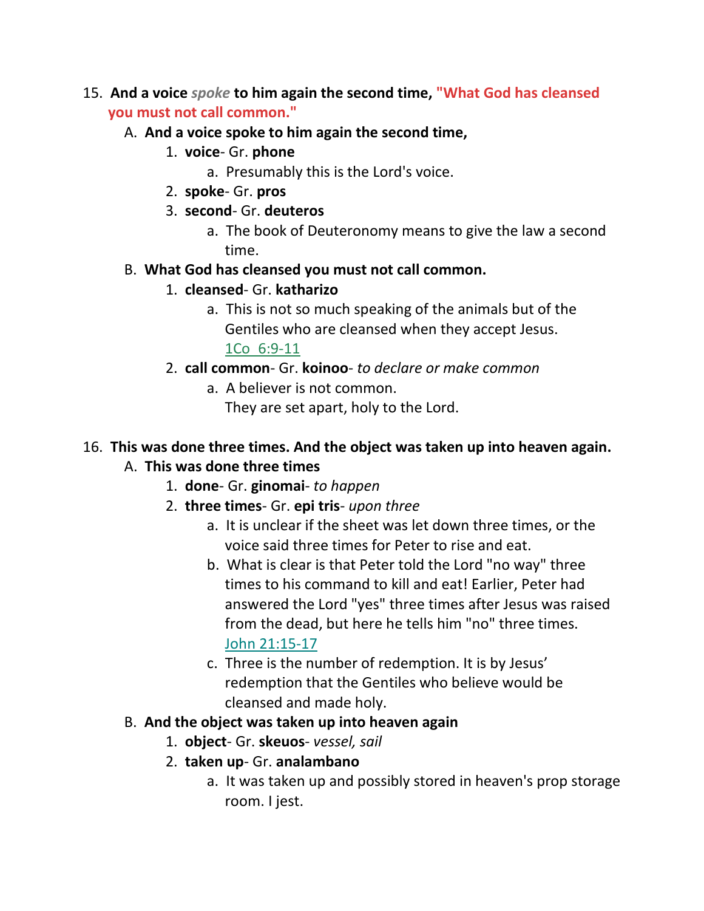15. **And a voice *spoke* to him again the second time, "What God has cleansed you must not call common."**
    A. **And a voice spoke to him again the second time,**
        1. **voice**- Gr. **phone**
            a. Presumably this is the Lord's voice.
        2. **spoke**- Gr. **pros**
        3. **second**- Gr. **deuteros**
            a. The book of Deuteronomy means to give the law a second time.
    B. **What God has cleansed you must not call common.**
        1. **cleansed**- Gr. **katharizo**
            a. This is not so much speaking of the animals but of the Gentiles who are cleansed when they accept Jesus. 1Co 6:9-11
        2. **call common**- Gr. **koinoo**- *to declare or make common*
            a. A believer is not common.
            They are set apart, holy to the Lord.

16. **This was done three times. And the object was taken up into heaven again.**
    A. **This was done three times**
        1. **done**- Gr. **ginomai**- *to happen*
        2. **three times**- Gr. **epi tris**- *upon three*
            a. It is unclear if the sheet was let down three times, or the voice said three times for Peter to rise and eat.
            b. What is clear is that Peter told the Lord "no way" three times to his command to kill and eat! Earlier, Peter had answered the Lord "yes" three times after Jesus was raised from the dead, but here he tells him "no" three times. John 21:15-17
            c. Three is the number of redemption. It is by Jesus' redemption that the Gentiles who believe would be cleansed and made holy.
    B. **And the object was taken up into heaven again**
        1. **object**- Gr. **skeuos**- *vessel, sail*
        2. **taken up**- Gr. **analambano**
            a. It was taken up and possibly stored in heaven's prop storage room. I jest.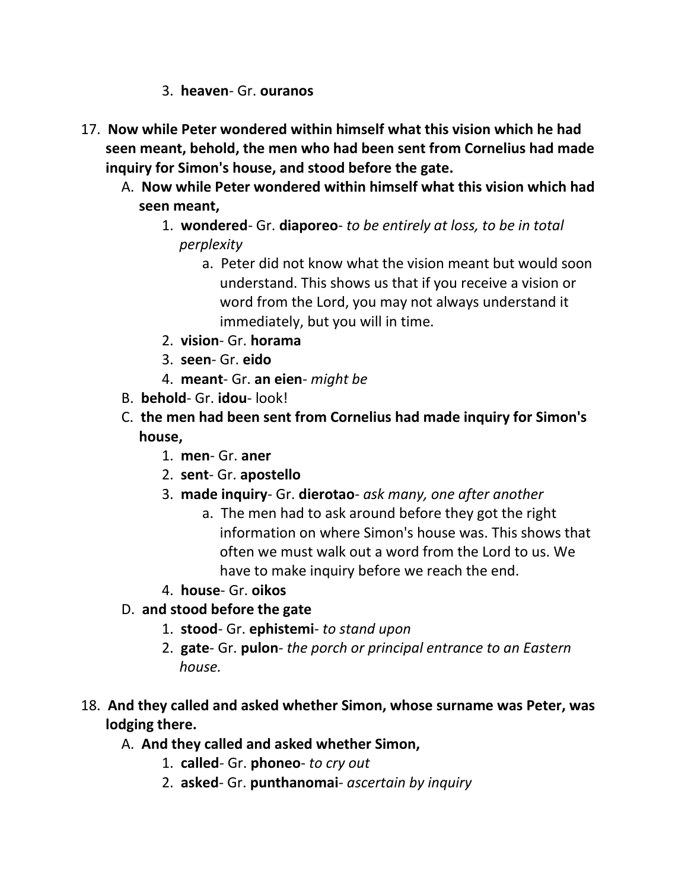3. **heaven**- Gr. **ouranos**

17. **Now while Peter wondered within himself what this vision which he had seen meant, behold, the men who had been sent from Cornelius had made inquiry for Simon's house, and stood before the gate.**
    A. **Now while Peter wondered within himself what this vision which had seen meant,**
        1. **wondered**- Gr. **diaporeo**- *to be entirely at loss, to be in total perplexity*
            a. Peter did not know what the vision meant but would soon understand. This shows us that if you receive a vision or word from the Lord, you may not always understand it immediately, but you will in time.
        2. **vision**- Gr. **horama**
        3. **seen**- Gr. **eido**
        4. **meant**- Gr. **an eien**- *might be*
    B. **behold**- Gr. **idou**- look!
    C. **the men had been sent from Cornelius had made inquiry for Simon's house,**
        1. **men**- Gr. **aner**
        2. **sent**- Gr. **apostello**
        3. **made inquiry**- Gr. **dierotao**- *ask many, one after another*
            a. The men had to ask around before they got the right information on where Simon's house was. This shows that often we must walk out a word from the Lord to us. We have to make inquiry before we reach the end.
        4. **house**- Gr. **oikos**
    D. **and stood before the gate**
        1. **stood**- Gr. **ephistemi**- *to stand upon*
        2. **gate**- Gr. **pulon**- *the porch or principal entrance to an Eastern house.*

18. **And they called and asked whether Simon, whose surname was Peter, was lodging there.**
    A. **And they called and asked whether Simon,**
        1. **called**- Gr. **phoneo**- *to cry out*
        2. **asked**- Gr. **punthanomai**- *ascertain by inquiry*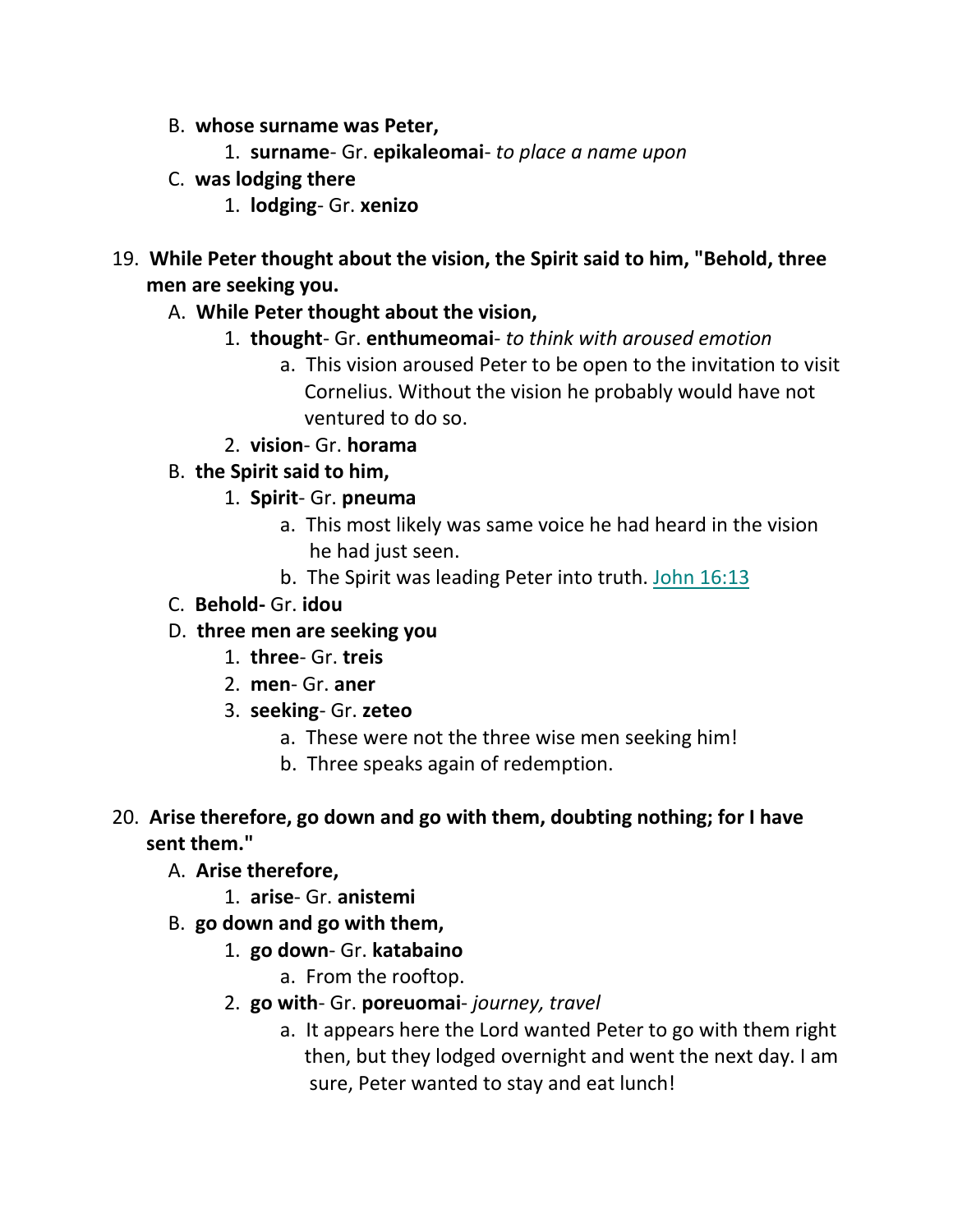B. **whose surname was Peter,**
   1. **surname**- Gr. **epikaleomai**- *to place a name upon*

C. **was lodging there**
   1. **lodging**- Gr. **xenizo**

19. **While Peter thought about the vision, the Spirit said to him, "Behold, three men are seeking you.**

   A. **While Peter thought about the vision,**
      1. **thought**- Gr. **enthumeomai**- *to think with aroused emotion*
         a. This vision aroused Peter to be open to the invitation to visit Cornelius. Without the vision he probably would have not ventured to do so.
      2. **vision**- Gr. **horama**

   B. **the Spirit said to him,**
      1. **Spirit**- Gr. **pneuma**
         a. This most likely was same voice he had heard in the vision he had just seen.
         b. The Spirit was leading Peter into truth. John 16:13

   C. **Behold-** Gr. **idou**

   D. **three men are seeking you**
      1. **three**- Gr. **treis**
      2. **men**- Gr. **aner**
      3. **seeking**- Gr. **zeteo**
         a. These were not the three wise men seeking him!
         b. Three speaks again of redemption.

20. **Arise therefore, go down and go with them, doubting nothing; for I have sent them."**

   A. **Arise therefore,**
      1. **arise**- Gr. **anistemi**

   B. **go down and go with them,**
      1. **go down**- Gr. **katabaino**
         a. From the rooftop.
      2. **go with**- Gr. **poreuomai**- *journey, travel*
         a. It appears here the Lord wanted Peter to go with them right then, but they lodged overnight and went the next day. I am sure, Peter wanted to stay and eat lunch!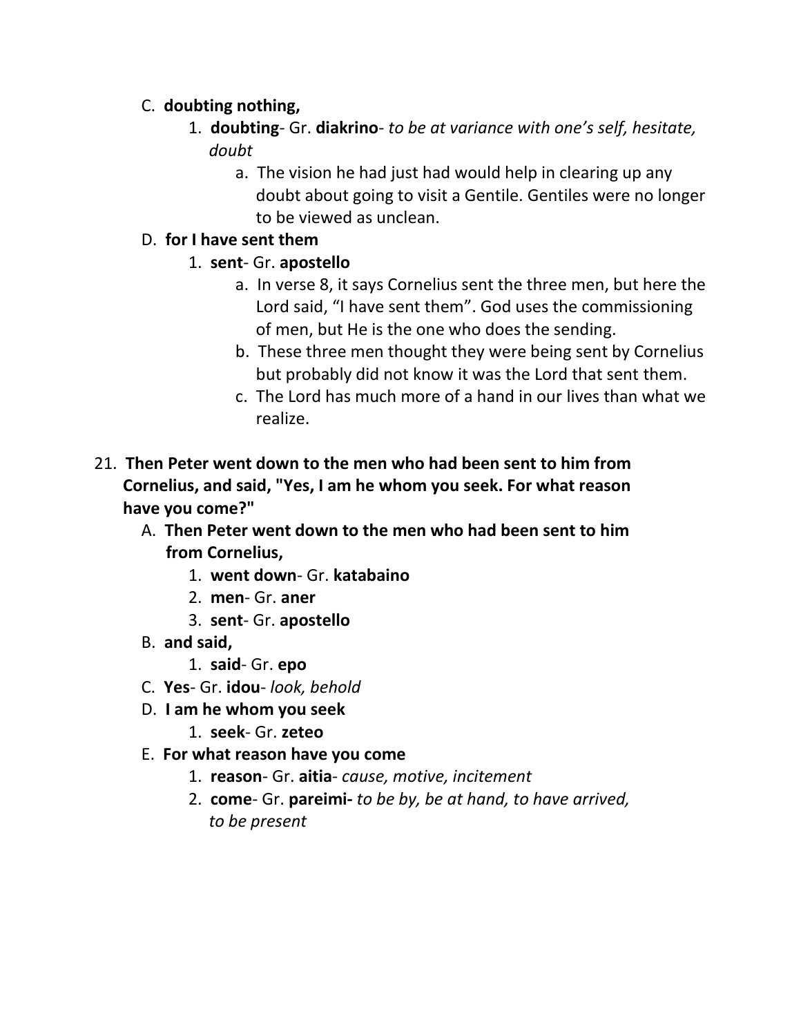C. **doubting nothing,**

   1. **doubting**- Gr. **diakrino**- *to be at variance with one's self, hesitate, doubt*

      a. The vision he had just had would help in clearing up any doubt about going to visit a Gentile. Gentiles were no longer to be viewed as unclean.

D. **for I have sent them**

   1. **sent**- Gr. **apostello**

      a. In verse 8, it says Cornelius sent the three men, but here the Lord said, "I have sent them". God uses the commissioning of men, but He is the one who does the sending.

      b. These three men thought they were being sent by Cornelius but probably did not know it was the Lord that sent them.

      c. The Lord has much more of a hand in our lives than what we realize.

21. **Then Peter went down to the men who had been sent to him from Cornelius, and said, "Yes, I am he whom you seek. For what reason have you come?"**

    A. **Then Peter went down to the men who had been sent to him from Cornelius,**

       1. **went down**- Gr. **katabaino**
       2. **men**- Gr. **aner**
       3. **sent**- Gr. **apostello**

    B. **and said,**

       1. **said**- Gr. **epo**

    C. **Yes**- Gr. **idou**- *look, behold*

    D. **I am he whom you seek**

       1. **seek**- Gr. **zeteo**

    E. **For what reason have you come**

       1. **reason**- Gr. **aitia**- *cause, motive, incitement*
       2. **come**- Gr. **pareimi-** *to be by, be at hand, to have arrived, to be present*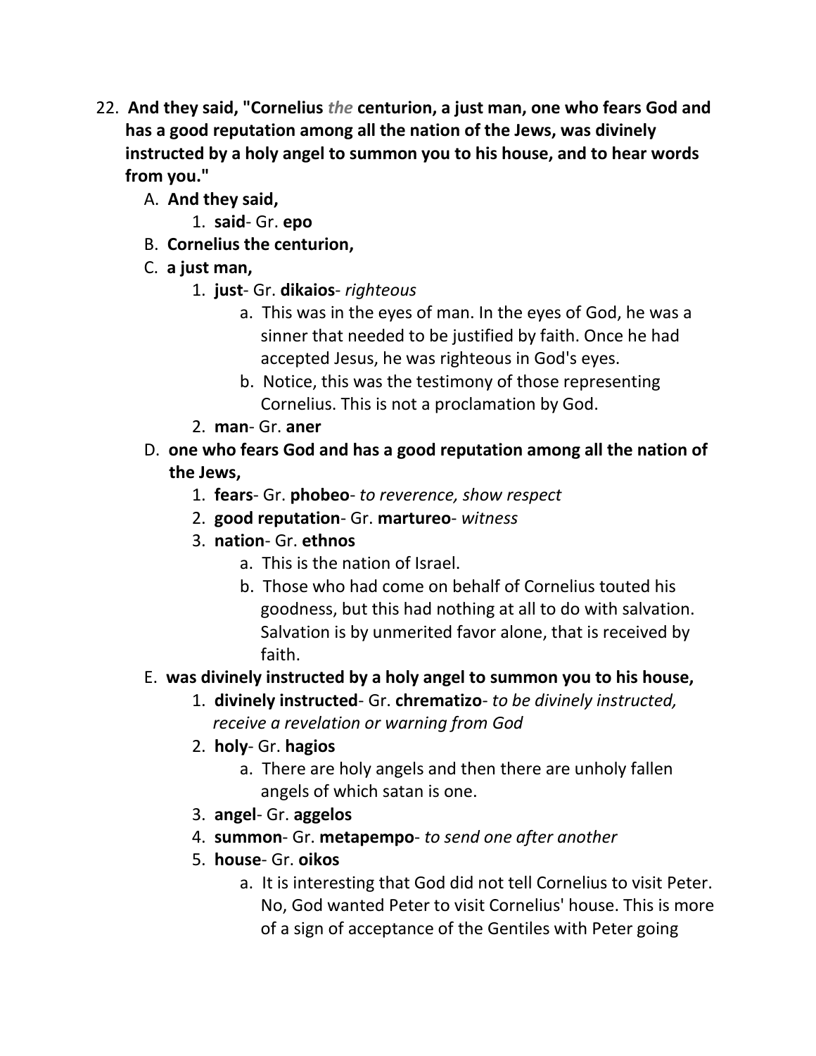22. **And they said, "Cornelius *the* centurion, a just man, one who fears God and has a good reputation among all the nation of the Jews, was divinely instructed by a holy angel to summon you to his house, and to hear words from you."**
    A. **And they said,**
        1. **said**- Gr. **epo**
    B. **Cornelius the centurion,**
    C. **a just man,**
        1. **just**- Gr. **dikaios**- *righteous*
            a. This was in the eyes of man. In the eyes of God, he was a sinner that needed to be justified by faith. Once he had accepted Jesus, he was righteous in God's eyes.
            b. Notice, this was the testimony of those representing Cornelius. This is not a proclamation by God.
        2. **man**- Gr. **aner**
    D. **one who fears God and has a good reputation among all the nation of the Jews,**
        1. **fears**- Gr. **phobeo**- *to reverence, show respect*
        2. **good reputation**- Gr. **martureo**- *witness*
        3. **nation**- Gr. **ethnos**
            a. This is the nation of Israel.
            b. Those who had come on behalf of Cornelius touted his goodness, but this had nothing at all to do with salvation. Salvation is by unmerited favor alone, that is received by faith.
    E. **was divinely instructed by a holy angel to summon you to his house,**
        1. **divinely instructed**- Gr. **chrematizo**- *to be divinely instructed, receive a revelation or warning from God*
        2. **holy**- Gr. **hagios**
            a. There are holy angels and then there are unholy fallen angels of which satan is one.
        3. **angel**- Gr. **aggelos**
        4. **summon**- Gr. **metapempo**- *to send one after another*
        5. **house**- Gr. **oikos**
            a. It is interesting that God did not tell Cornelius to visit Peter. No, God wanted Peter to visit Cornelius' house. This is more of a sign of acceptance of the Gentiles with Peter going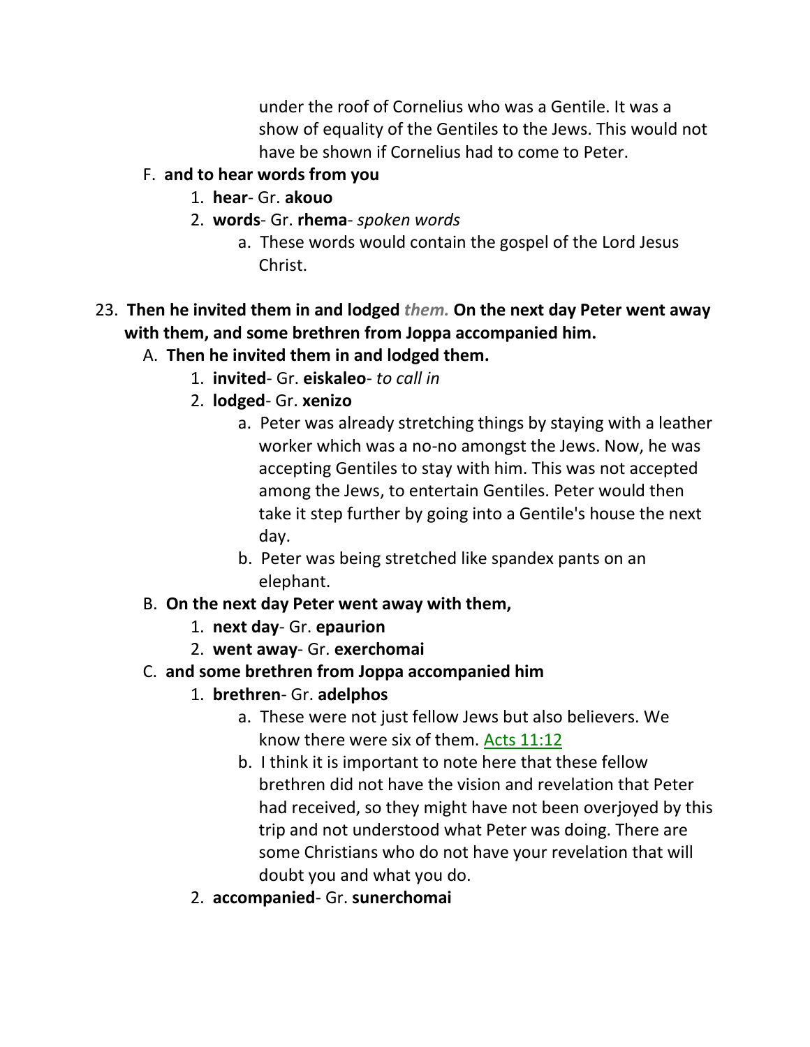under the roof of Cornelius who was a Gentile. It was a show of equality of the Gentiles to the Jews. This would not have be shown if Cornelius had to come to Peter.

F. **and to hear words from you**

1. **hear**- Gr. **akouo**
2. **words**- Gr. **rhema**- *spoken words*
    a. These words would contain the gospel of the Lord Jesus Christ.

23. **Then he invited them in and lodged** ***them.*** **On the next day Peter went away with them, and some brethren from Joppa accompanied him.**

A. **Then he invited them in and lodged them.**

1. **invited**- Gr. **eiskaleo**- *to call in*
2. **lodged**- Gr. **xenizo**
    a. Peter was already stretching things by staying with a leather worker which was a no-no amongst the Jews. Now, he was accepting Gentiles to stay with him. This was not accepted among the Jews, to entertain Gentiles. Peter would then take it step further by going into a Gentile's house the next day.
    b. Peter was being stretched like spandex pants on an elephant.

B. **On the next day Peter went away with them,**

1. **next day**- Gr. **epaurion**
2. **went away**- Gr. **exerchomai**

C. **and some brethren from Joppa accompanied him**

1. **brethren**- Gr. **adelphos**
    a. These were not just fellow Jews but also believers. We know there were six of them. Acts 11:12
    b. I think it is important to note here that these fellow brethren did not have the vision and revelation that Peter had received, so they might have not been overjoyed by this trip and not understood what Peter was doing. There are some Christians who do not have your revelation that will doubt you and what you do.
2. **accompanied**- Gr. **sunerchomai**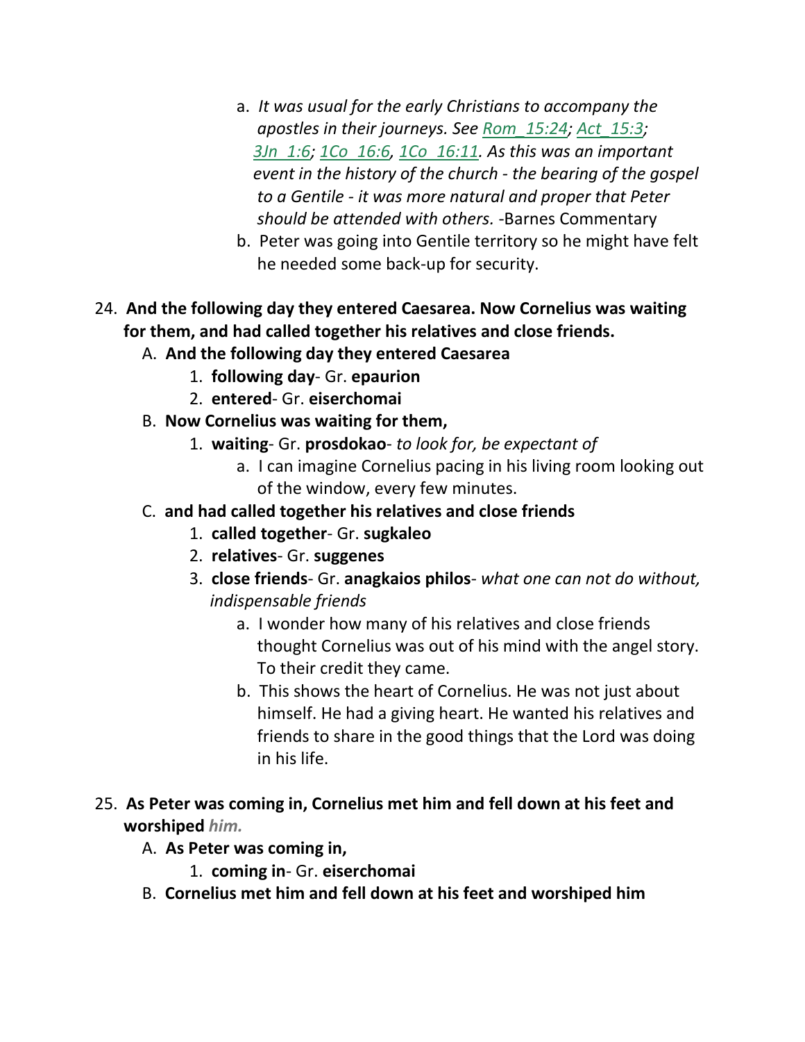a. *It was usual for the early Christians to accompany the apostles in their journeys. See Rom_15:24; Act_15:3; 3Jn_1:6; 1Co_16:6, 1Co_16:11. As this was an important event in the history of the church - the bearing of the gospel to a Gentile - it was more natural and proper that Peter should be attended with others.* -Barnes Commentary

b. Peter was going into Gentile territory so he might have felt he needed some back-up for security.

24. **And the following day they entered Caesarea. Now Cornelius was waiting for them, and had called together his relatives and close friends.**

   A. **And the following day they entered Caesarea**

      1. **following day**- Gr. **epaurion**
      2. **entered**- Gr. **eiserchomai**

   B. **Now Cornelius was waiting for them,**

      1. **waiting**- Gr. **prosdokao**- *to look for, be expectant of*

         a. I can imagine Cornelius pacing in his living room looking out of the window, every few minutes.

   C. **and had called together his relatives and close friends**

      1. **called together**- Gr. **sugkaleo**
      2. **relatives**- Gr. **suggenes**
      3. **close friends**- Gr. **anagkaios philos**- *what one can not do without, indispensable friends*

         a. I wonder how many of his relatives and close friends thought Cornelius was out of his mind with the angel story. To their credit they came.

         b. This shows the heart of Cornelius. He was not just about himself. He had a giving heart. He wanted his relatives and friends to share in the good things that the Lord was doing in his life.

25. **As Peter was coming in, Cornelius met him and fell down at his feet and worshiped** ***him.***

   A. **As Peter was coming in,**

      1. **coming in**- Gr. **eiserchomai**

   B. **Cornelius met him and fell down at his feet and worshiped him**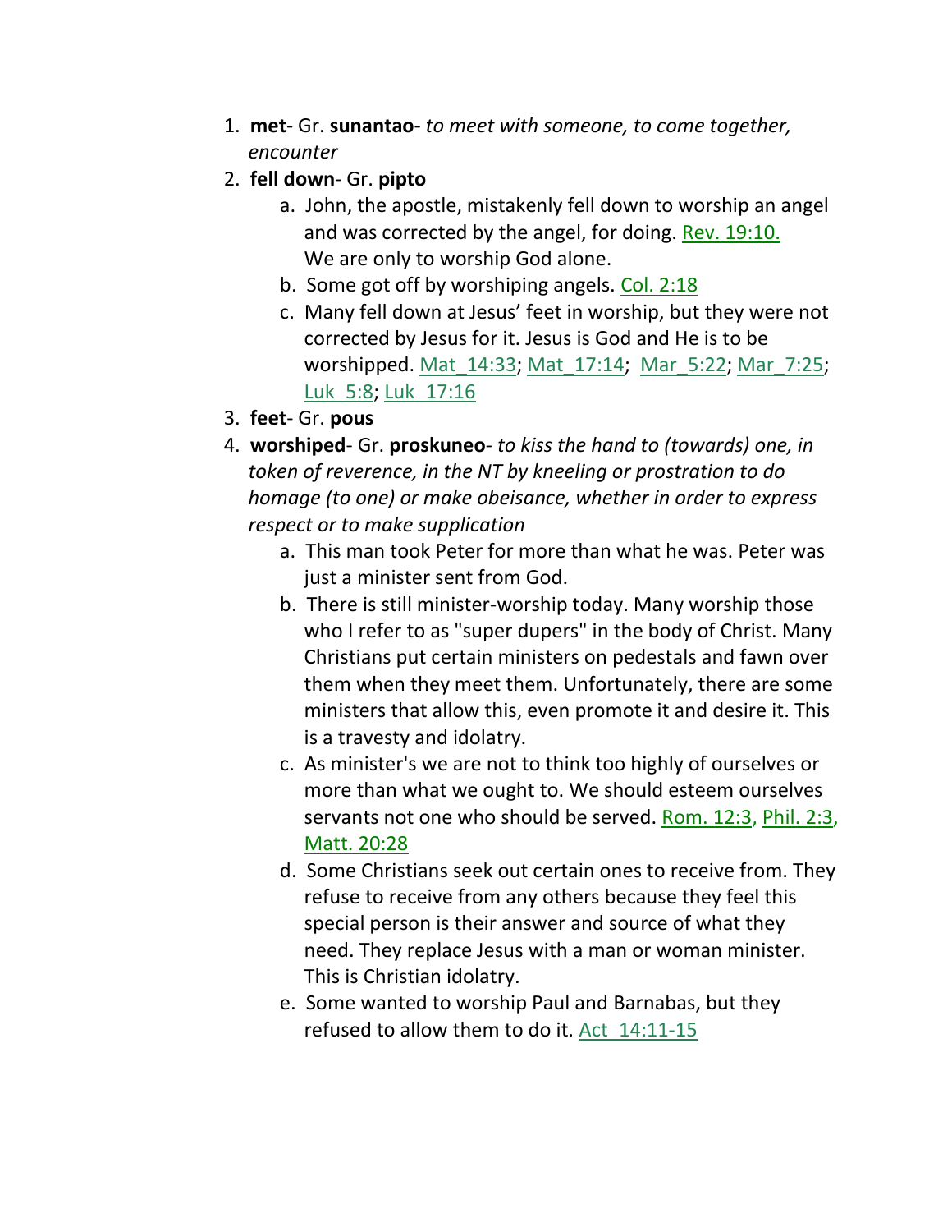1. **met**- Gr. **sunantao**- *to meet with someone, to come together, encounter*
2. **fell down**- Gr. **pipto**
   a. John, the apostle, mistakenly fell down to worship an angel and was corrected by the angel, for doing. Rev. 19:10. We are only to worship God alone.
   b. Some got off by worshiping angels. Col. 2:18
   c. Many fell down at Jesus' feet in worship, but they were not corrected by Jesus for it. Jesus is God and He is to be worshipped. Mat_14:33; Mat_17:14; Mar_5:22; Mar_7:25; Luk_5:8; Luk_17:16
3. **feet**- Gr. **pous**
4. **worshiped**- Gr. **proskuneo**- *to kiss the hand to (towards) one, in token of reverence, in the NT by kneeling or prostration to do homage (to one) or make obeisance, whether in order to express respect or to make supplication*
   a. This man took Peter for more than what he was. Peter was just a minister sent from God.
   b. There is still minister-worship today. Many worship those who I refer to as "super dupers" in the body of Christ. Many Christians put certain ministers on pedestals and fawn over them when they meet them. Unfortunately, there are some ministers that allow this, even promote it and desire it. This is a travesty and idolatry.
   c. As minister's we are not to think too highly of ourselves or more than what we ought to. We should esteem ourselves servants not one who should be served. Rom. 12:3, Phil. 2:3, Matt. 20:28
   d. Some Christians seek out certain ones to receive from. They refuse to receive from any others because they feel this special person is their answer and source of what they need. They replace Jesus with a man or woman minister. This is Christian idolatry.
   e. Some wanted to worship Paul and Barnabas, but they refused to allow them to do it. Act_14:11-15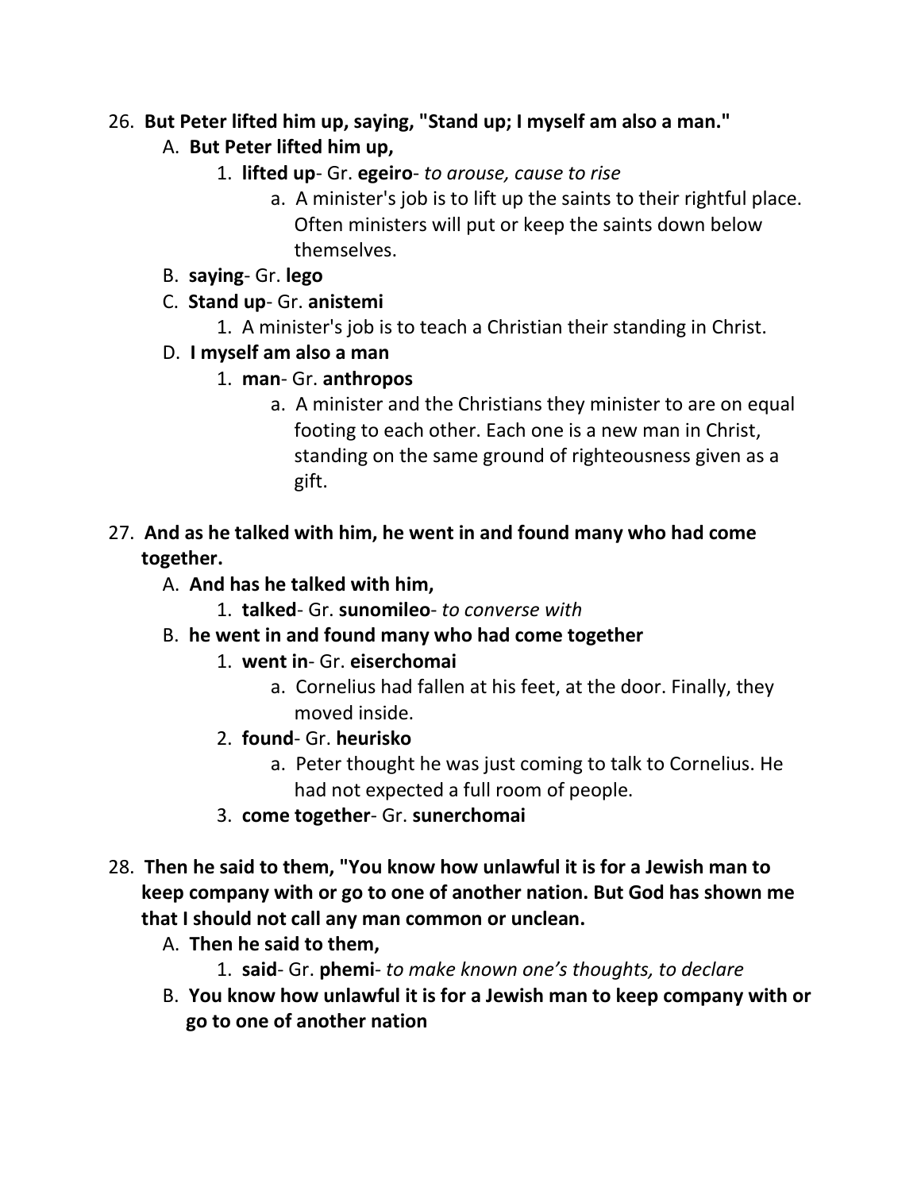26. **But Peter lifted him up, saying, "Stand up; I myself am also a man."**
    A. **But Peter lifted him up,**
        1. **lifted up**- Gr. **egeiro**- *to arouse, cause to rise*
            a. A minister's job is to lift up the saints to their rightful place. Often ministers will put or keep the saints down below themselves.
    B. **saying**- Gr. **lego**
    C. **Stand up**- Gr. **anistemi**
        1. A minister's job is to teach a Christian their standing in Christ.
    D. **I myself am also a man**
        1. **man**- Gr. **anthropos**
            a. A minister and the Christians they minister to are on equal footing to each other. Each one is a new man in Christ, standing on the same ground of righteousness given as a gift.

27. **And as he talked with him, he went in and found many who had come together.**
    A. **And has he talked with him,**
        1. **talked**- Gr. **sunomileo**- *to converse with*
    B. **he went in and found many who had come together**
        1. **went in**- Gr. **eiserchomai**
            a. Cornelius had fallen at his feet, at the door. Finally, they moved inside.
        2. **found**- Gr. **heurisko**
            a. Peter thought he was just coming to talk to Cornelius. He had not expected a full room of people.
        3. **come together**- Gr. **sunerchomai**

28. **Then he said to them, "You know how unlawful it is for a Jewish man to keep company with or go to one of another nation. But God has shown me that I should not call any man common or unclean.**
    A. **Then he said to them,**
        1. **said**- Gr. **phemi**- *to make known one's thoughts, to declare*
    B. **You know how unlawful it is for a Jewish man to keep company with or go to one of another nation**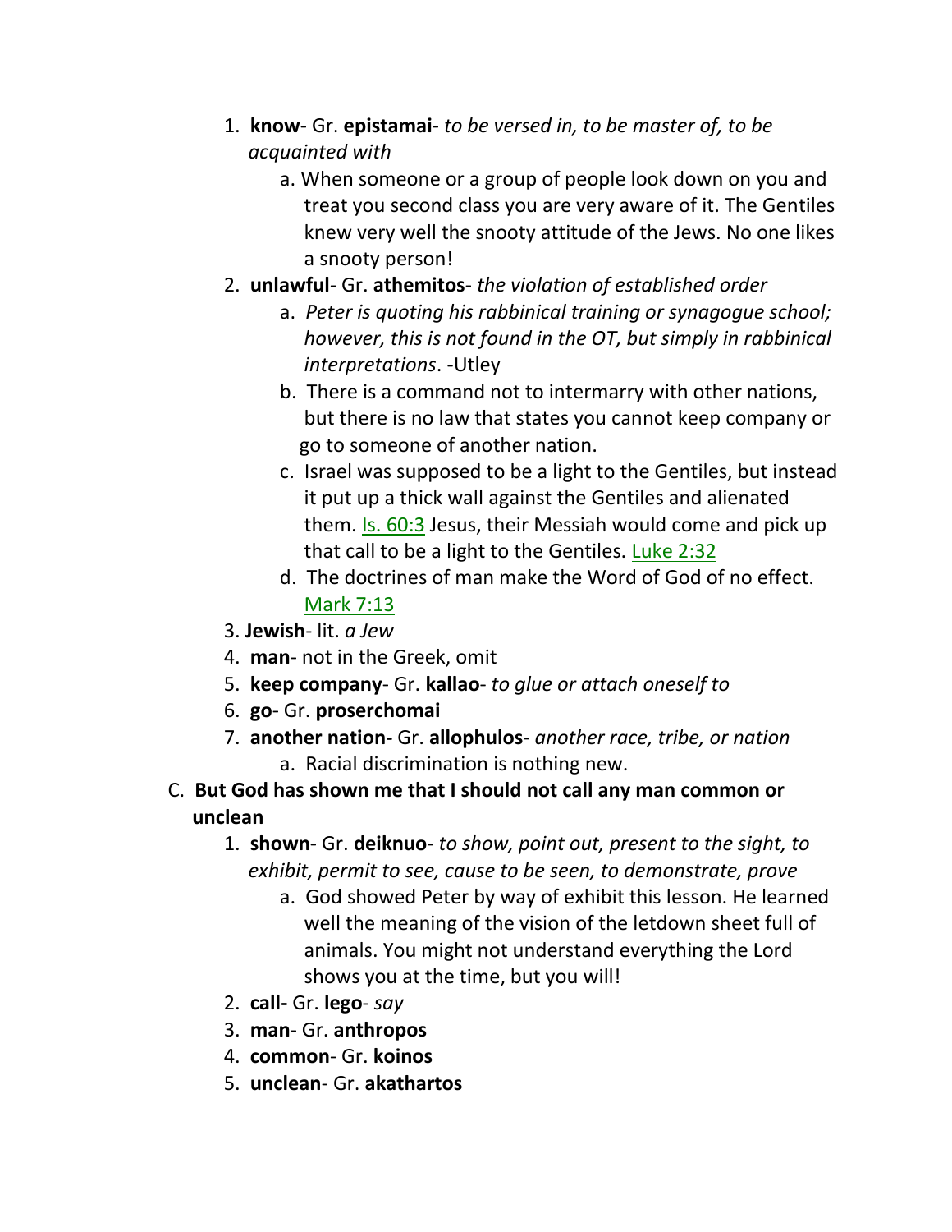1. **know**- Gr. **epistamai**- *to be versed in, to be master of, to be acquainted with*
    a. When someone or a group of people look down on you and treat you second class you are very aware of it. The Gentiles knew very well the snooty attitude of the Jews. No one likes a snooty person!
2. **unlawful**- Gr. **athemitos**- *the violation of established order*
    a. *Peter is quoting his rabbinical training or synagogue school; however, this is not found in the OT, but simply in rabbinical interpretations*. -Utley
    b. There is a command not to intermarry with other nations, but there is no law that states you cannot keep company or go to someone of another nation.
    c. Israel was supposed to be a light to the Gentiles, but instead it put up a thick wall against the Gentiles and alienated them. Is. 60:3 Jesus, their Messiah would come and pick up that call to be a light to the Gentiles. Luke 2:32
    d. The doctrines of man make the Word of God of no effect. Mark 7:13
3. **Jewish**- lit. *a Jew*
4. **man**- not in the Greek, omit
5. **keep company**- Gr. **kallao**- *to glue or attach oneself to*
6. **go**- Gr. **proserchomai**
7. **another nation-** Gr. **allophulos**- *another race, tribe, or nation*
    a. Racial discrimination is nothing new.

C. **But God has shown me that I should not call any man common or unclean**

1. **shown**- Gr. **deiknuo**- *to show, point out, present to the sight, to exhibit, permit to see, cause to be seen, to demonstrate, prove*
    a. God showed Peter by way of exhibit this lesson. He learned well the meaning of the vision of the letdown sheet full of animals. You might not understand everything the Lord shows you at the time, but you will!
2. **call-** Gr. **lego**- *say*
3. **man**- Gr. **anthropos**
4. **common**- Gr. **koinos**
5. **unclean**- Gr. **akathartos**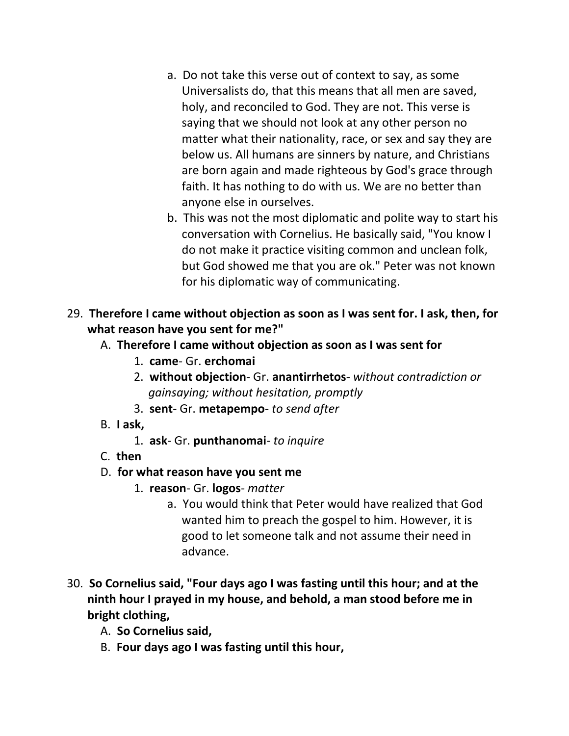a. Do not take this verse out of context to say, as some Universalists do, that this means that all men are saved, holy, and reconciled to God. They are not. This verse is saying that we should not look at any other person no matter what their nationality, race, or sex and say they are below us. All humans are sinners by nature, and Christians are born again and made righteous by God's grace through faith. It has nothing to do with us. We are no better than anyone else in ourselves.

b. This was not the most diplomatic and polite way to start his conversation with Cornelius. He basically said, "You know I do not make it practice visiting common and unclean folk, but God showed me that you are ok." Peter was not known for his diplomatic way of communicating.

29. **Therefore I came without objection as soon as I was sent for. I ask, then, for what reason have you sent for me?"**

   A. **Therefore I came without objection as soon as I was sent for**

      1. **came**- Gr. **erchomai**
      2. **without objection**- Gr. **anantirrhetos**- *without contradiction or gainsaying; without hesitation, promptly*
      3. **sent**- Gr. **metapempo**- *to send after*

   B. **I ask,**

      1. **ask**- Gr. **punthanomai**- *to inquire*

   C. **then**

   D. **for what reason have you sent me**

      1. **reason**- Gr. **logos**- *matter*

         a. You would think that Peter would have realized that God wanted him to preach the gospel to him. However, it is good to let someone talk and not assume their need in advance.

30. **So Cornelius said, "Four days ago I was fasting until this hour; and at the ninth hour I prayed in my house, and behold, a man stood before me in bright clothing,**

   A. **So Cornelius said,**

   B. **Four days ago I was fasting until this hour,**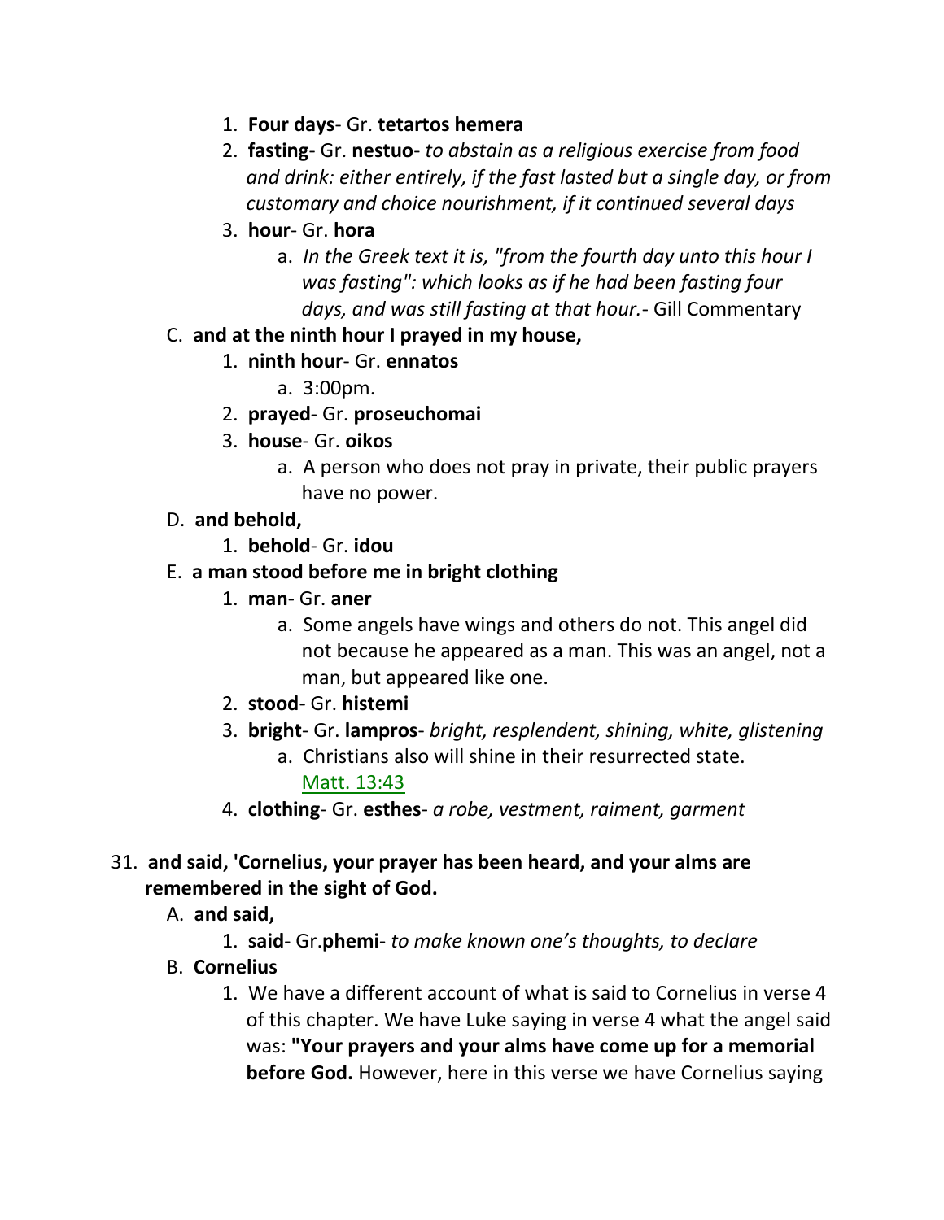1. **Four days**- Gr. **tetartos hemera**
2. **fasting**- Gr. **nestuo**- *to abstain as a religious exercise from food and drink: either entirely, if the fast lasted but a single day, or from customary and choice nourishment, if it continued several days*
3. **hour**- Gr. **hora**
    a. *In the Greek text it is, "from the fourth day unto this hour I was fasting": which looks as if he had been fasting four days, and was still fasting at that hour.*- Gill Commentary

C. **and at the ninth hour I prayed in my house,**

1. **ninth hour**- Gr. **ennatos**
    a. 3:00pm.
2. **prayed**- Gr. **proseuchomai**
3. **house**- Gr. **oikos**
    a. A person who does not pray in private, their public prayers have no power.

D. **and behold,**

1. **behold**- Gr. **idou**

E. **a man stood before me in bright clothing**

1. **man**- Gr. **aner**
    a. Some angels have wings and others do not. This angel did not because he appeared as a man. This was an angel, not a man, but appeared like one.
2. **stood**- Gr. **histemi**
3. **bright**- Gr. **lampros**- *bright, resplendent, shining, white, glistening*
    a. Christians also will shine in their resurrected state. Matt. 13:43
4. **clothing**- Gr. **esthes**- *a robe, vestment, raiment, garment*

31. **and said, 'Cornelius, your prayer has been heard, and your alms are remembered in the sight of God.**

A. **and said,**

1. **said**- Gr.**phemi**- *to make known one's thoughts, to declare*

B. **Cornelius**

1. We have a different account of what is said to Cornelius in verse 4 of this chapter. We have Luke saying in verse 4 what the angel said was: **"Your prayers and your alms have come up for a memorial before God.** However, here in this verse we have Cornelius saying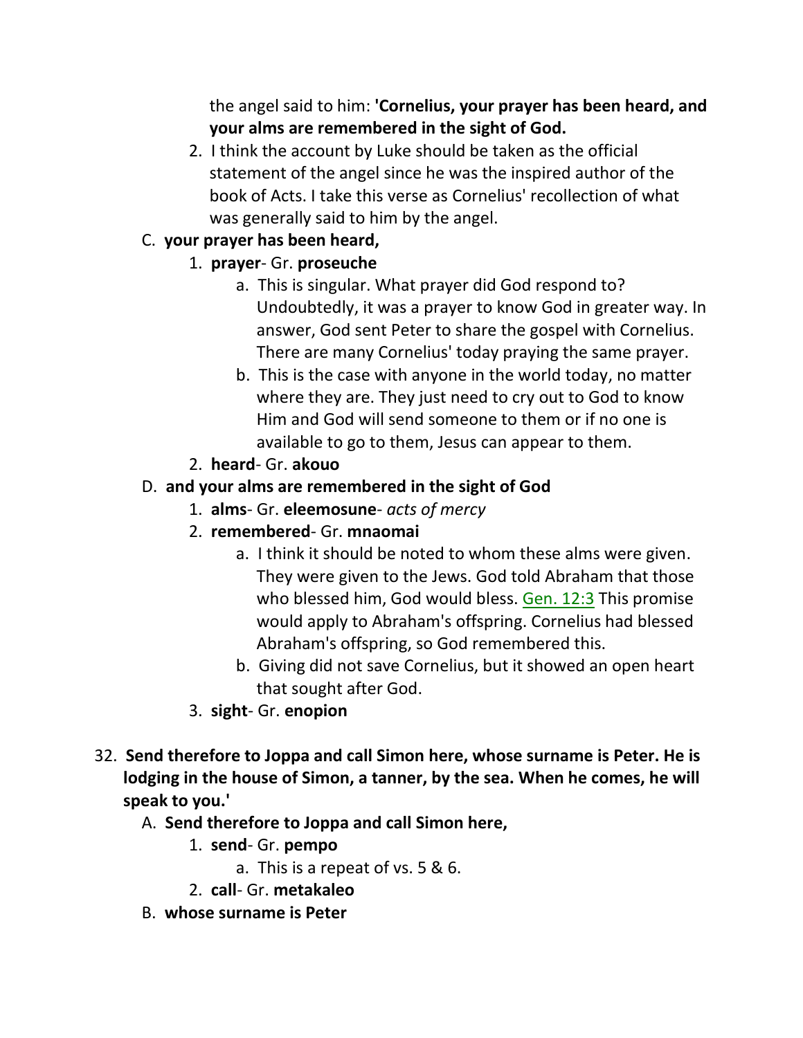the angel said to him: **'Cornelius, your prayer has been heard, and your alms are remembered in the sight of God.**

2. I think the account by Luke should be taken as the official statement of the angel since he was the inspired author of the book of Acts. I take this verse as Cornelius' recollection of what was generally said to him by the angel.

C. **your prayer has been heard,**

1. **prayer**- Gr. **proseuche**
    a. This is singular. What prayer did God respond to? Undoubtedly, it was a prayer to know God in greater way. In answer, God sent Peter to share the gospel with Cornelius. There are many Cornelius' today praying the same prayer.
    b. This is the case with anyone in the world today, no matter where they are. They just need to cry out to God to know Him and God will send someone to them or if no one is available to go to them, Jesus can appear to them.
2. **heard**- Gr. **akouo**

D. **and your alms are remembered in the sight of God**

1. **alms**- Gr. **eleemosune**- *acts of mercy*
2. **remembered**- Gr. **mnaomai**
    a. I think it should be noted to whom these alms were given. They were given to the Jews. God told Abraham that those who blessed him, God would bless. Gen. 12:3 This promise would apply to Abraham's offspring. Cornelius had blessed Abraham's offspring, so God remembered this.
    b. Giving did not save Cornelius, but it showed an open heart that sought after God.
3. **sight**- Gr. **enopion**

32. **Send therefore to Joppa and call Simon here, whose surname is Peter. He is lodging in the house of Simon, a tanner, by the sea. When he comes, he will speak to you.'**

A. **Send therefore to Joppa and call Simon here,**

1. **send**- Gr. **pempo**
    a. This is a repeat of vs. 5 & 6.
2. **call**- Gr. **metakaleo**

B. **whose surname is Peter**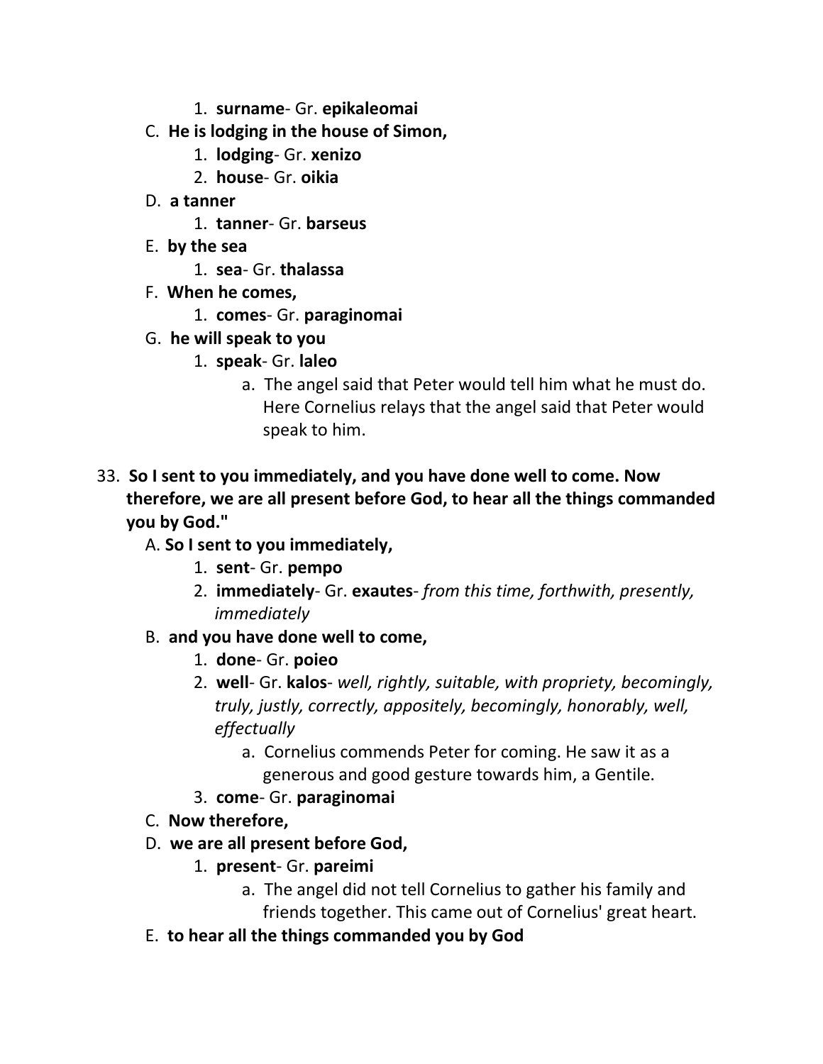1. **surname**- Gr. **epikaleomai**

C. **He is lodging in the house of Simon,**

1. **lodging**- Gr. **xenizo**
2. **house**- Gr. **oikia**

D. **a tanner**

1. **tanner**- Gr. **barseus**

E. **by the sea**

1. **sea**- Gr. **thalassa**

F. **When he comes,**

1. **comes**- Gr. **paraginomai**

G. **he will speak to you**

1. **speak**- Gr. **laleo**
   a. The angel said that Peter would tell him what he must do. Here Cornelius relays that the angel said that Peter would speak to him.

33. **So I sent to you immediately, and you have done well to come. Now therefore, we are all present before God, to hear all the things commanded you by God."**

A. **So I sent to you immediately,**

1. **sent**- Gr. **pempo**
2. **immediately**- Gr. **exautes**- *from this time, forthwith, presently, immediately*

B. **and you have done well to come,**

1. **done**- Gr. **poieo**
2. **well**- Gr. **kalos**- *well, rightly, suitable, with propriety, becomingly, truly, justly, correctly, appositely, becomingly, honorably, well, effectually*
   a. Cornelius commends Peter for coming. He saw it as a generous and good gesture towards him, a Gentile.
3. **come**- Gr. **paraginomai**

C. **Now therefore,**

D. **we are all present before God,**

1. **present**- Gr. **pareimi**
   a. The angel did not tell Cornelius to gather his family and friends together. This came out of Cornelius' great heart.

E. **to hear all the things commanded you by God**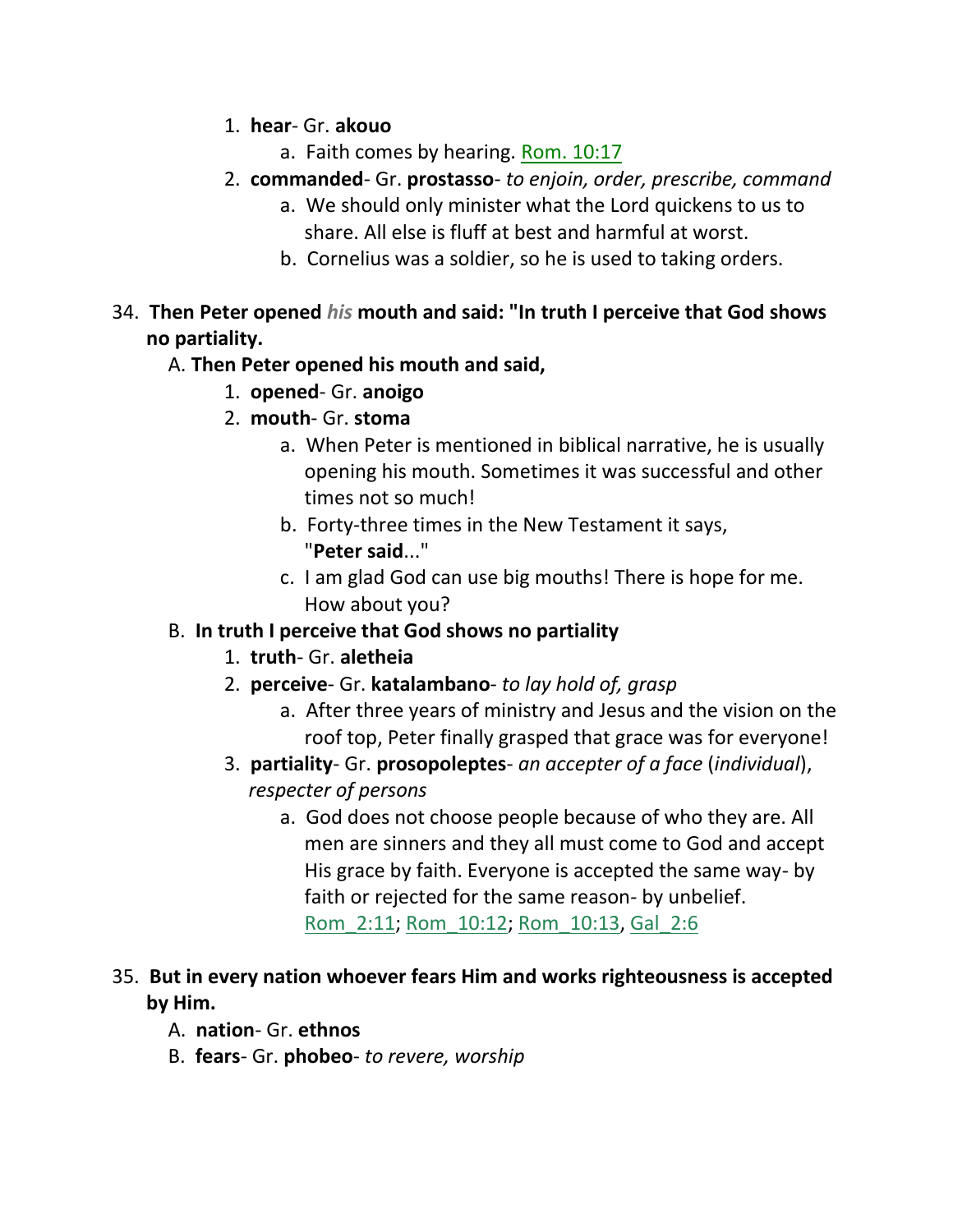1. **hear**- Gr. **akouo**
    a. Faith comes by hearing. Rom. 10:17
2. **commanded**- Gr. **prostasso**- *to enjoin, order, prescribe, command*
    a. We should only minister what the Lord quickens to us to share. All else is fluff at best and harmful at worst.
    b. Cornelius was a soldier, so he is used to taking orders.

34. **Then Peter opened *his* mouth and said: "In truth I perceive that God shows no partiality.**
    A. **Then Peter opened his mouth and said,**
        1. **opened**- Gr. **anoigo**
        2. **mouth**- Gr. **stoma**
            a. When Peter is mentioned in biblical narrative, he is usually opening his mouth. Sometimes it was successful and other times not so much!
            b. Forty-three times in the New Testament it says, "**Peter said**..."
            c. I am glad God can use big mouths! There is hope for me. How about you?
    B. **In truth I perceive that God shows no partiality**
        1. **truth**- Gr. **aletheia**
        2. **perceive**- Gr. **katalambano**- *to lay hold of, grasp*
            a. After three years of ministry and Jesus and the vision on the roof top, Peter finally grasped that grace was for everyone!
        3. **partiality**- Gr. **prosopoleptes**- *an accepter of a face* (*individual*), *respecter of persons*
            a. God does not choose people because of who they are. All men are sinners and they all must come to God and accept His grace by faith. Everyone is accepted the same way- by faith or rejected for the same reason- by unbelief. Rom_2:11; Rom_10:12; Rom_10:13, Gal_2:6

35. **But in every nation whoever fears Him and works righteousness is accepted by Him.**
    A. **nation**- Gr. **ethnos**
    B. **fears**- Gr. **phobeo**- *to revere, worship*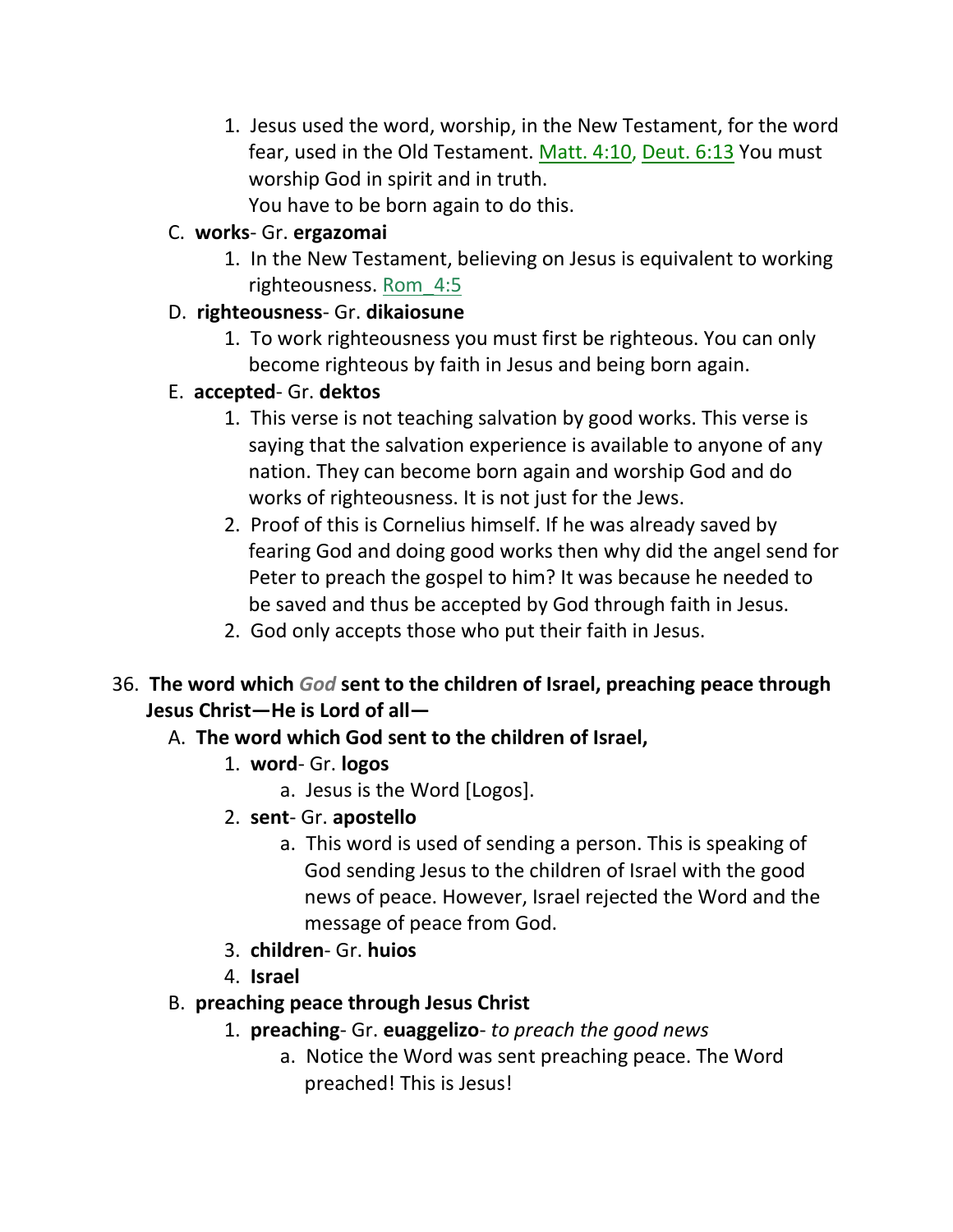1. Jesus used the word, worship, in the New Testament, for the word fear, used in the Old Testament. Matt. 4:10, Deut. 6:13 You must worship God in spirit and in truth.
   You have to be born again to do this.

C. **works**- Gr. **ergazomai**

1. In the New Testament, believing on Jesus is equivalent to working righteousness. Rom_4:5

D. **righteousness**- Gr. **dikaiosune**

1. To work righteousness you must first be righteous. You can only become righteous by faith in Jesus and being born again.

E. **accepted**- Gr. **dektos**

1. This verse is not teaching salvation by good works. This verse is saying that the salvation experience is available to anyone of any nation. They can become born again and worship God and do works of righteousness. It is not just for the Jews.
2. Proof of this is Cornelius himself. If he was already saved by fearing God and doing good works then why did the angel send for Peter to preach the gospel to him? It was because he needed to be saved and thus be accepted by God through faith in Jesus.
2. God only accepts those who put their faith in Jesus.

36. **The word which *God* sent to the children of Israel, preaching peace through Jesus Christ—He is Lord of all—**

A. **The word which God sent to the children of Israel,**

1. **word**- Gr. **logos**
   a. Jesus is the Word [Logos].
2. **sent**- Gr. **apostello**
   a. This word is used of sending a person. This is speaking of God sending Jesus to the children of Israel with the good news of peace. However, Israel rejected the Word and the message of peace from God.
3. **children**- Gr. **huios**
4. **Israel**

B. **preaching peace through Jesus Christ**

1. **preaching**- Gr. **euaggelizo**- *to preach the good news*
   a. Notice the Word was sent preaching peace. The Word preached! This is Jesus!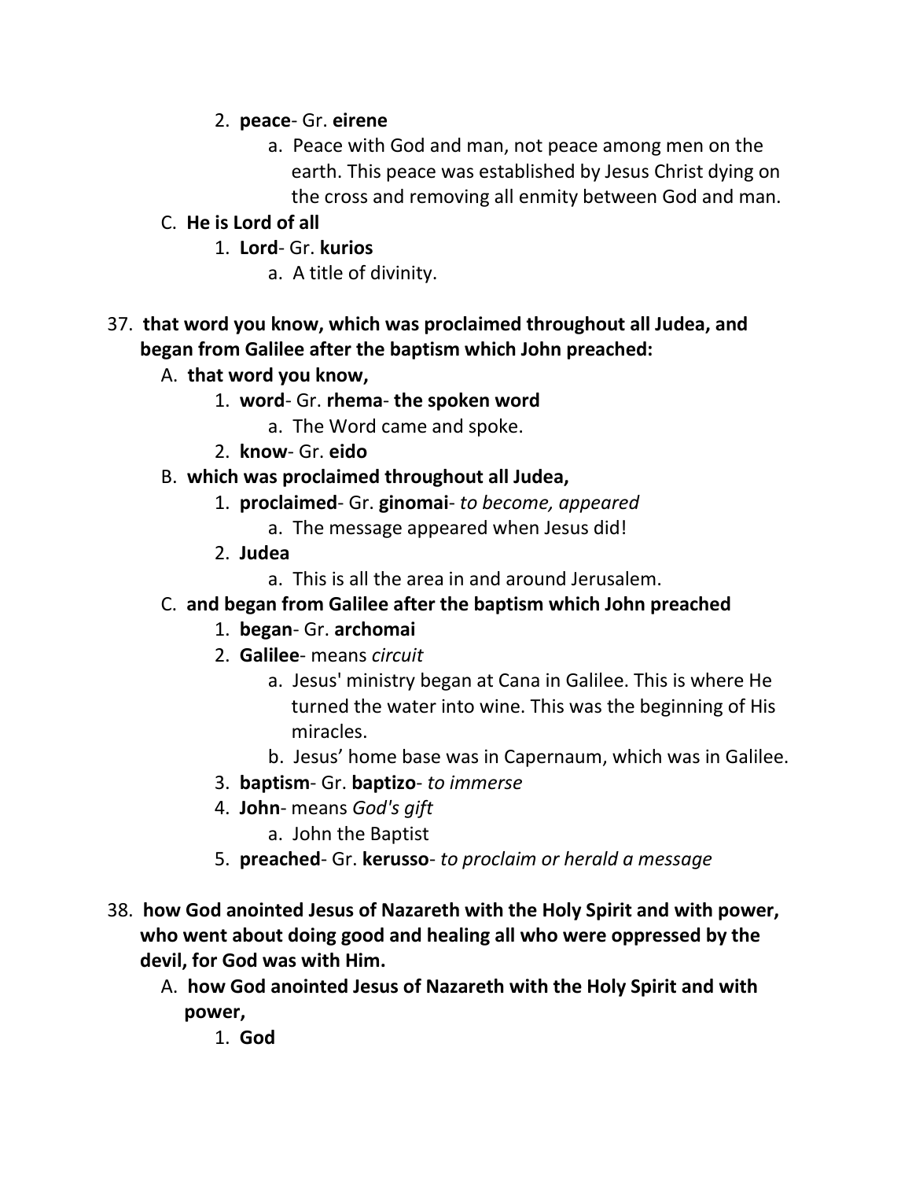2. **peace**- Gr. **eirene**
    a. Peace with God and man, not peace among men on the earth. This peace was established by Jesus Christ dying on the cross and removing all enmity between God and man.

C. **He is Lord of all**
    1. **Lord**- Gr. **kurios**
        a. A title of divinity.

37. **that word you know, which was proclaimed throughout all Judea, and began from Galilee after the baptism which John preached:**
    A. **that word you know,**
        1. **word**- Gr. **rhema**- **the spoken word**
            a. The Word came and spoke.
        2. **know**- Gr. **eido**
    B. **which was proclaimed throughout all Judea,**
        1. **proclaimed**- Gr. **ginomai**- *to become, appeared*
            a. The message appeared when Jesus did!
        2. **Judea**
            a. This is all the area in and around Jerusalem.
    C. **and began from Galilee after the baptism which John preached**
        1. **began**- Gr. **archomai**
        2. **Galilee**- means *circuit*
            a. Jesus' ministry began at Cana in Galilee. This is where He turned the water into wine. This was the beginning of His miracles.
            b. Jesus' home base was in Capernaum, which was in Galilee.
        3. **baptism**- Gr. **baptizo**- *to immerse*
        4. **John**- means *God's gift*
            a. John the Baptist
        5. **preached**- Gr. **kerusso**- *to proclaim or herald a message*

38. **how God anointed Jesus of Nazareth with the Holy Spirit and with power, who went about doing good and healing all who were oppressed by the devil, for God was with Him.**
    A. **how God anointed Jesus of Nazareth with the Holy Spirit and with power,**
        1. **God**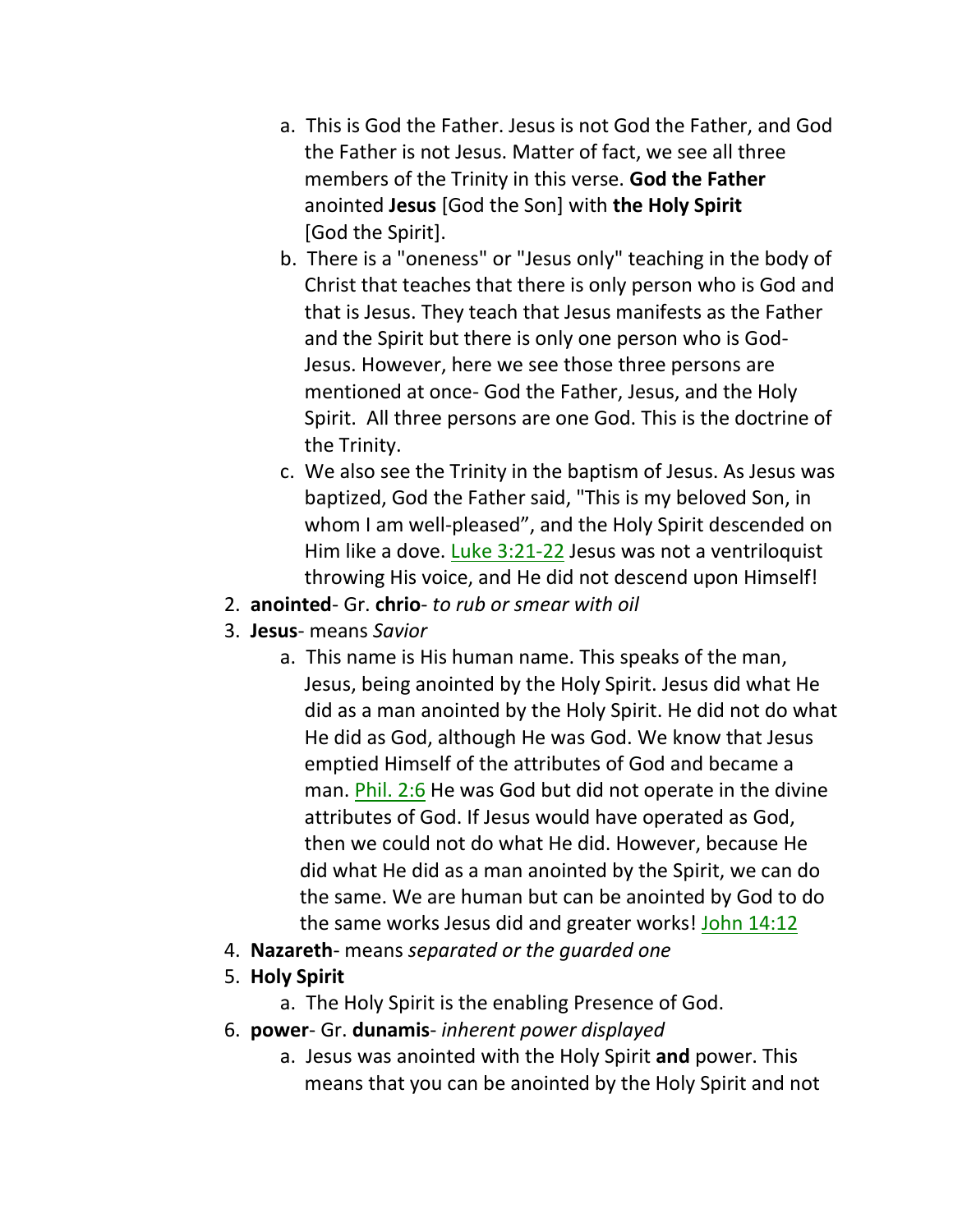a. This is God the Father. Jesus is not God the Father, and God the Father is not Jesus. Matter of fact, we see all three members of the Trinity in this verse. **God the Father** anointed **Jesus** [God the Son] with **the Holy Spirit** [God the Spirit].
   b. There is a "oneness" or "Jesus only" teaching in the body of Christ that teaches that there is only person who is God and that is Jesus. They teach that Jesus manifests as the Father and the Spirit but there is only one person who is God- Jesus. However, here we see those three persons are mentioned at once- God the Father, Jesus, and the Holy Spirit. All three persons are one God. This is the doctrine of the Trinity.
   c. We also see the Trinity in the baptism of Jesus. As Jesus was baptized, God the Father said, "This is my beloved Son, in whom I am well-pleased", and the Holy Spirit descended on Him like a dove. Luke 3:21-22 Jesus was not a ventriloquist throwing His voice, and He did not descend upon Himself!

2. **anointed**- Gr. **chrio**- *to rub or smear with oil*
3. **Jesus**- means *Savior*
   a. This name is His human name. This speaks of the man, Jesus, being anointed by the Holy Spirit. Jesus did what He did as a man anointed by the Holy Spirit. He did not do what He did as God, although He was God. We know that Jesus emptied Himself of the attributes of God and became a man. Phil. 2:6 He was God but did not operate in the divine attributes of God. If Jesus would have operated as God, then we could not do what He did. However, because He did what He did as a man anointed by the Spirit, we can do the same. We are human but can be anointed by God to do the same works Jesus did and greater works! John 14:12
4. **Nazareth**- means *separated or the guarded one*
5. **Holy Spirit**
   a. The Holy Spirit is the enabling Presence of God.
6. **power**- Gr. **dunamis**- *inherent power displayed*
   a. Jesus was anointed with the Holy Spirit **and** power. This means that you can be anointed by the Holy Spirit and not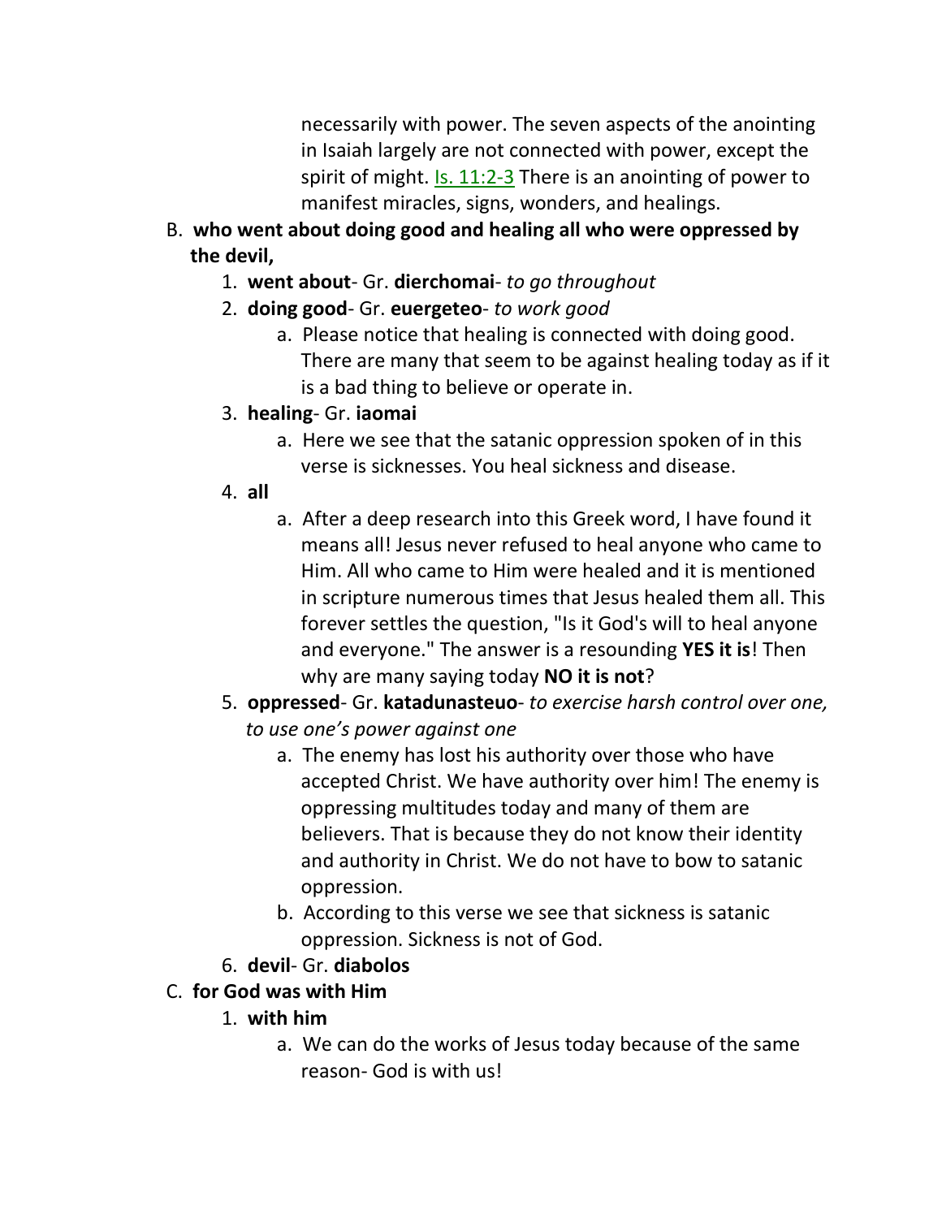necessarily with power. The seven aspects of the anointing in Isaiah largely are not connected with power, except the spirit of might. Is. 11:2-3 There is an anointing of power to manifest miracles, signs, wonders, and healings.

B. **who went about doing good and healing all who were oppressed by the devil,**

1. **went about**- Gr. **dierchomai**- *to go throughout*
2. **doing good**- Gr. **euergeteo**- *to work good*
    a. Please notice that healing is connected with doing good. There are many that seem to be against healing today as if it is a bad thing to believe or operate in.
3. **healing**- Gr. **iaomai**
    a. Here we see that the satanic oppression spoken of in this verse is sicknesses. You heal sickness and disease.
4. **all**
    a. After a deep research into this Greek word, I have found it means all! Jesus never refused to heal anyone who came to Him. All who came to Him were healed and it is mentioned in scripture numerous times that Jesus healed them all. This forever settles the question, "Is it God's will to heal anyone and everyone." The answer is a resounding **YES it is**! Then why are many saying today **NO it is not**?
5. **oppressed**- Gr. **katadunasteuo**- *to exercise harsh control over one, to use one's power against one*
    a. The enemy has lost his authority over those who have accepted Christ. We have authority over him! The enemy is oppressing multitudes today and many of them are believers. That is because they do not know their identity and authority in Christ. We do not have to bow to satanic oppression.
    b. According to this verse we see that sickness is satanic oppression. Sickness is not of God.
6. **devil**- Gr. **diabolos**

C. **for God was with Him**

1. **with him**
    a. We can do the works of Jesus today because of the same reason- God is with us!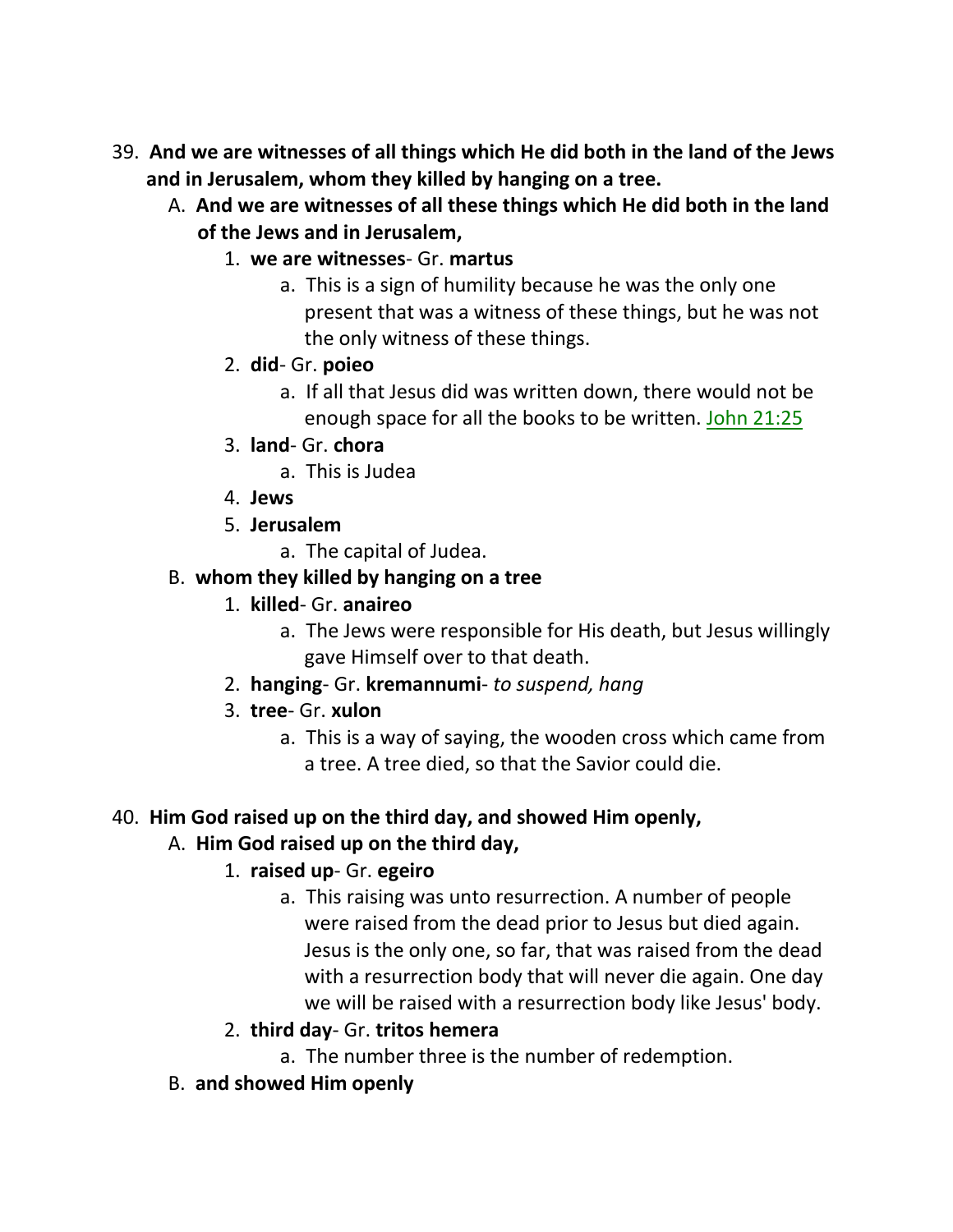39. **And we are witnesses of all things which He did both in the land of the Jews and in Jerusalem, whom they killed by hanging on a tree.**
    A. **And we are witnesses of all these things which He did both in the land of the Jews and in Jerusalem,**
        1. **we are witnesses**- Gr. **martus**
            a. This is a sign of humility because he was the only one present that was a witness of these things, but he was not the only witness of these things.
        2. **did**- Gr. **poieo**
            a. If all that Jesus did was written down, there would not be enough space for all the books to be written. John 21:25
        3. **land**- Gr. **chora**
            a. This is Judea
        4. **Jews**
        5. **Jerusalem**
            a. The capital of Judea.
    B. **whom they killed by hanging on a tree**
        1. **killed**- Gr. **anaireo**
            a. The Jews were responsible for His death, but Jesus willingly gave Himself over to that death.
        2. **hanging**- Gr. **kremannumi**- *to suspend, hang*
        3. **tree**- Gr. **xulon**
            a. This is a way of saying, the wooden cross which came from a tree. A tree died, so that the Savior could die.

40. **Him God raised up on the third day, and showed Him openly,**
    A. **Him God raised up on the third day,**
        1. **raised up**- Gr. **egeiro**
            a. This raising was unto resurrection. A number of people were raised from the dead prior to Jesus but died again. Jesus is the only one, so far, that was raised from the dead with a resurrection body that will never die again. One day we will be raised with a resurrection body like Jesus' body.
        2. **third day**- Gr. **tritos hemera**
            a. The number three is the number of redemption.
    B. **and showed Him openly**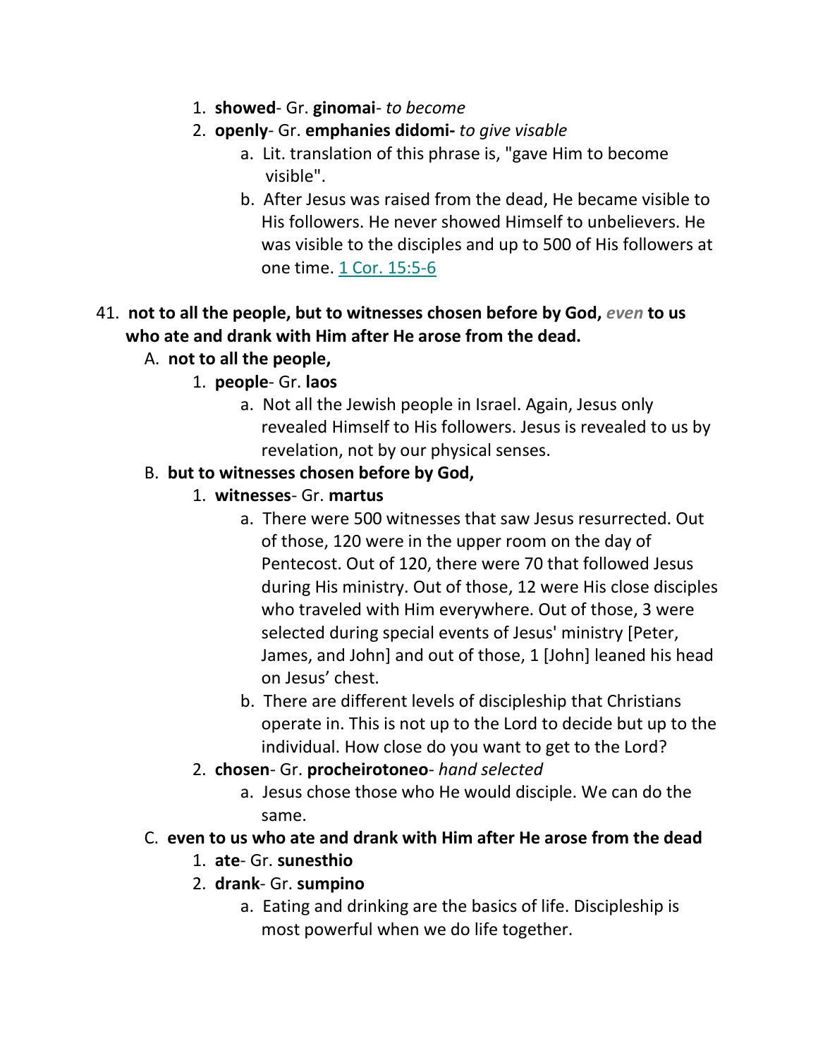1. **showed**- Gr. **ginomai**- *to become*
2. **openly**- Gr. **emphanies didomi-** *to give visable*
    a. Lit. translation of this phrase is, "gave Him to become visible".
    b. After Jesus was raised from the dead, He became visible to His followers. He never showed Himself to unbelievers. He was visible to the disciples and up to 500 of His followers at one time. 1 Cor. 15:5-6

41. **not to all the people, but to witnesses chosen before by God, *even* to us who ate and drank with Him after He arose from the dead.**

A. **not to all the people,**
1. **people**- Gr. **laos**
    a. Not all the Jewish people in Israel. Again, Jesus only revealed Himself to His followers. Jesus is revealed to us by revelation, not by our physical senses.

B. **but to witnesses chosen before by God,**
1. **witnesses**- Gr. **martus**
    a. There were 500 witnesses that saw Jesus resurrected. Out of those, 120 were in the upper room on the day of Pentecost. Out of 120, there were 70 that followed Jesus during His ministry. Out of those, 12 were His close disciples who traveled with Him everywhere. Out of those, 3 were selected during special events of Jesus' ministry [Peter, James, and John] and out of those, 1 [John] leaned his head on Jesus' chest.
    b. There are different levels of discipleship that Christians operate in. This is not up to the Lord to decide but up to the individual. How close do you want to get to the Lord?
2. **chosen**- Gr. **procheirotoneo**- *hand selected*
    a. Jesus chose those who He would disciple. We can do the same.

C. **even to us who ate and drank with Him after He arose from the dead**
1. **ate**- Gr. **sunesthio**
2. **drank**- Gr. **sumpino**
    a. Eating and drinking are the basics of life. Discipleship is most powerful when we do life together.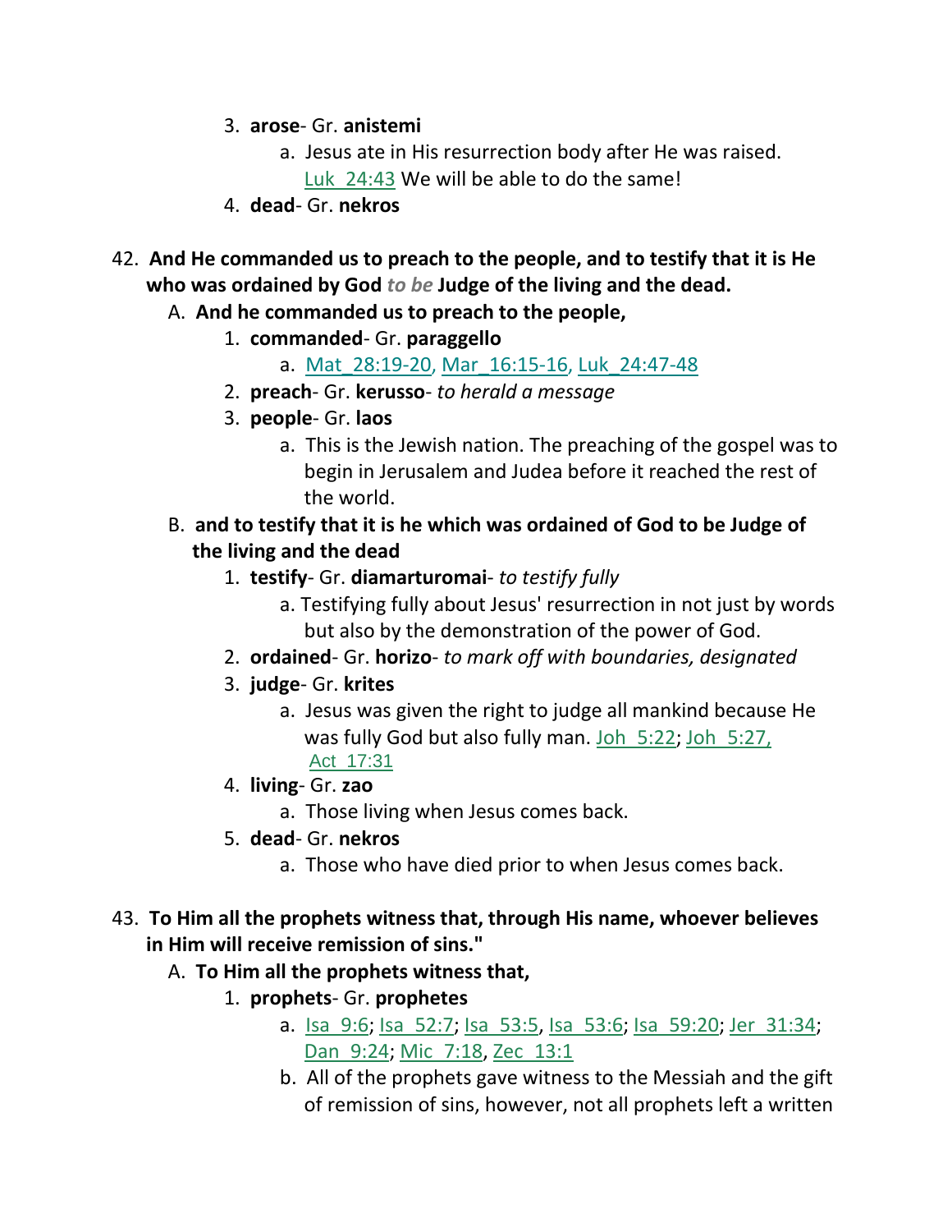3. **arose**- Gr. **anistemi**
    a. Jesus ate in His resurrection body after He was raised. Luk_24:43 We will be able to do the same!
4. **dead**- Gr. **nekros**

42. **And He commanded us to preach to the people, and to testify that it is He who was ordained by God *to be* Judge of the living and the dead.**
    A. **And he commanded us to preach to the people,**
        1. **commanded**- Gr. **paraggello**
            a. Mat_28:19-20, Mar_16:15-16, Luk_24:47-48
        2. **preach**- Gr. **kerusso**- *to herald a message*
        3. **people**- Gr. **laos**
            a. This is the Jewish nation. The preaching of the gospel was to begin in Jerusalem and Judea before it reached the rest of the world.
    B. **and to testify that it is he which was ordained of God to be Judge of the living and the dead**
        1. **testify**- Gr. **diamarturomai**- *to testify fully*
            a. Testifying fully about Jesus' resurrection in not just by words but also by the demonstration of the power of God.
        2. **ordained**- Gr. **horizo**- *to mark off with boundaries, designated*
        3. **judge**- Gr. **krites**
            a. Jesus was given the right to judge all mankind because He was fully God but also fully man. Joh_5:22; Joh_5:27, Act_17:31
        4. **living**- Gr. **zao**
            a. Those living when Jesus comes back.
        5. **dead**- Gr. **nekros**
            a. Those who have died prior to when Jesus comes back.

43. **To Him all the prophets witness that, through His name, whoever believes in Him will receive remission of sins."**
    A. **To Him all the prophets witness that,**
        1. **prophets**- Gr. **prophetes**
            a. Isa_9:6; Isa_52:7; Isa_53:5, Isa_53:6; Isa_59:20; Jer_31:34; Dan_9:24; Mic_7:18, Zec_13:1
            b. All of the prophets gave witness to the Messiah and the gift of remission of sins, however, not all prophets left a written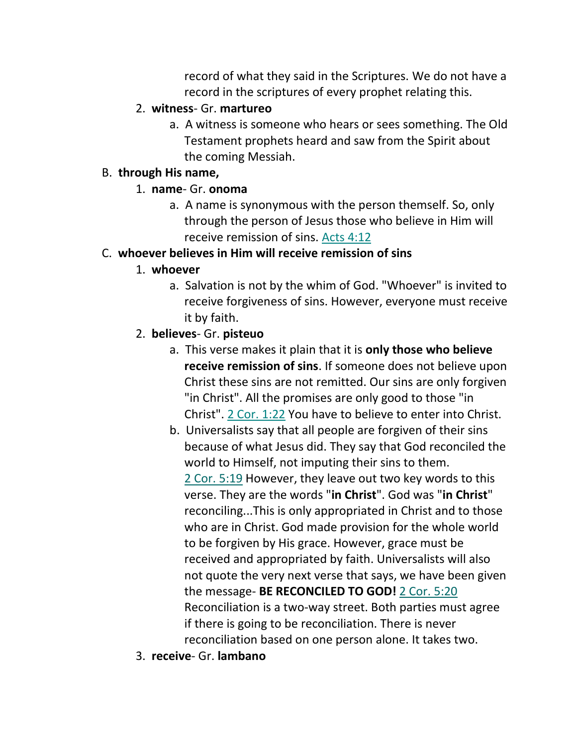record of what they said in the Scriptures. We do not have a record in the scriptures of every prophet relating this.

2. **witness**- Gr. **martureo**
    a. A witness is someone who hears or sees something. The Old Testament prophets heard and saw from the Spirit about the coming Messiah.

B. **through His name,**

1. **name**- Gr. **onoma**
    a. A name is synonymous with the person themself. So, only through the person of Jesus those who believe in Him will receive remission of sins. Acts 4:12

C. **whoever believes in Him will receive remission of sins**

1. **whoever**
    a. Salvation is not by the whim of God. "Whoever" is invited to receive forgiveness of sins. However, everyone must receive it by faith.

2. **believes**- Gr. **pisteuo**
    a. This verse makes it plain that it is **only those who believe receive remission of sins**. If someone does not believe upon Christ these sins are not remitted. Our sins are only forgiven "in Christ". All the promises are only good to those "in Christ". 2 Cor. 1:22 You have to believe to enter into Christ.
    b. Universalists say that all people are forgiven of their sins because of what Jesus did. They say that God reconciled the world to Himself, not imputing their sins to them. 2 Cor. 5:19 However, they leave out two key words to this verse. They are the words "**in Christ**". God was "**in Christ**" reconciling...This is only appropriated in Christ and to those who are in Christ. God made provision for the whole world to be forgiven by His grace. However, grace must be received and appropriated by faith. Universalists will also not quote the very next verse that says, we have been given the message- **BE RECONCILED TO GOD!** 2 Cor. 5:20 Reconciliation is a two-way street. Both parties must agree if there is going to be reconciliation. There is never reconciliation based on one person alone. It takes two.

3. **receive**- Gr. **lambano**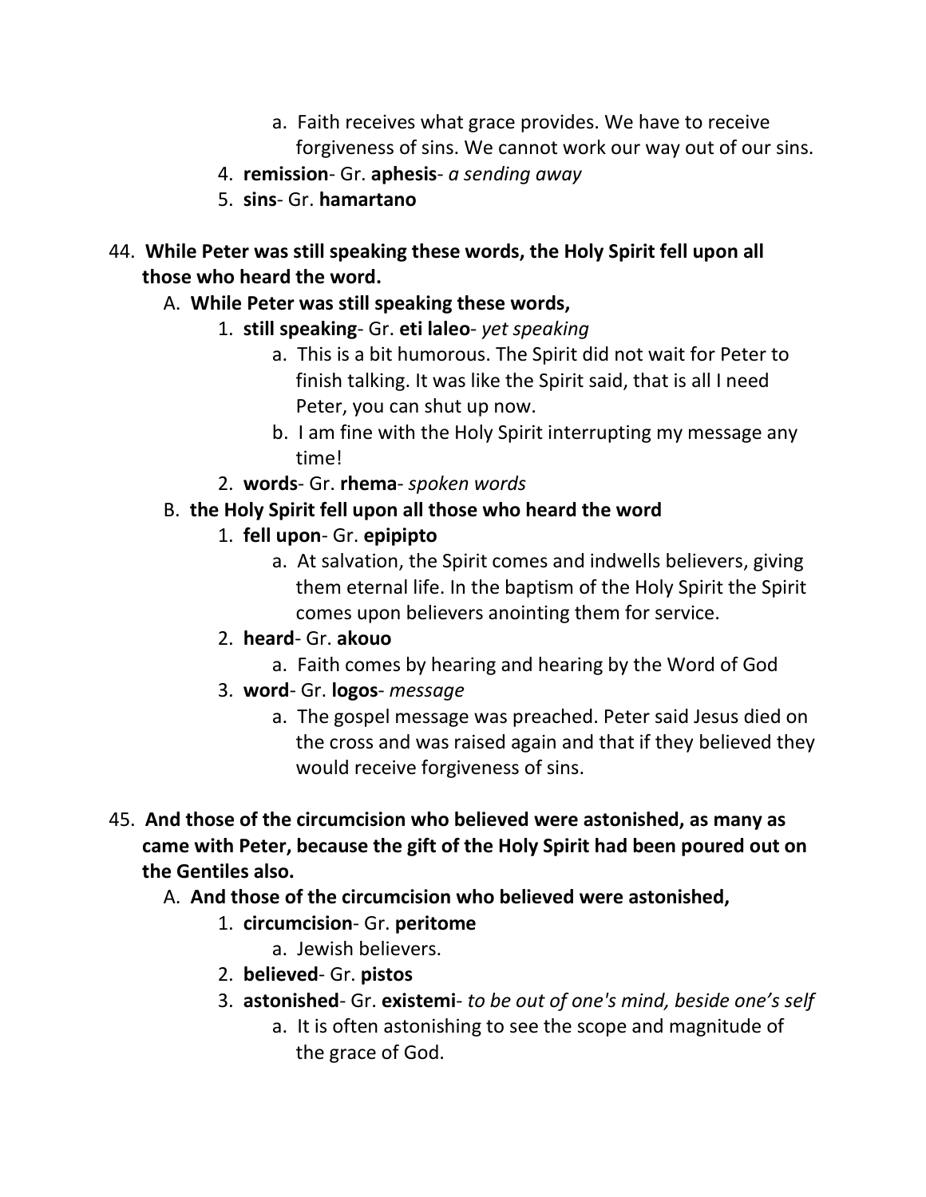a. Faith receives what grace provides. We have to receive forgiveness of sins. We cannot work our way out of our sins.
        4. **remission**- Gr. **aphesis**- *a sending away*
        5. **sins**- Gr. **hamartano**

44. **While Peter was still speaking these words, the Holy Spirit fell upon all those who heard the word.**
    A. **While Peter was still speaking these words,**
        1. **still speaking**- Gr. **eti laleo**- *yet speaking*
            a. This is a bit humorous. The Spirit did not wait for Peter to finish talking. It was like the Spirit said, that is all I need Peter, you can shut up now.
            b. I am fine with the Holy Spirit interrupting my message any time!
        2. **words**- Gr. **rhema**- *spoken words*
    B. **the Holy Spirit fell upon all those who heard the word**
        1. **fell upon**- Gr. **epipipto**
            a. At salvation, the Spirit comes and indwells believers, giving them eternal life. In the baptism of the Holy Spirit the Spirit comes upon believers anointing them for service.
        2. **heard**- Gr. **akouo**
            a. Faith comes by hearing and hearing by the Word of God
        3. **word**- Gr. **logos**- *message*
            a. The gospel message was preached. Peter said Jesus died on the cross and was raised again and that if they believed they would receive forgiveness of sins.

45. **And those of the circumcision who believed were astonished, as many as came with Peter, because the gift of the Holy Spirit had been poured out on the Gentiles also.**
    A. **And those of the circumcision who believed were astonished,**
        1. **circumcision**- Gr. **peritome**
            a. Jewish believers.
        2. **believed**- Gr. **pistos**
        3. **astonished**- Gr. **existemi**- *to be out of one's mind, beside one's self*
            a. It is often astonishing to see the scope and magnitude of the grace of God.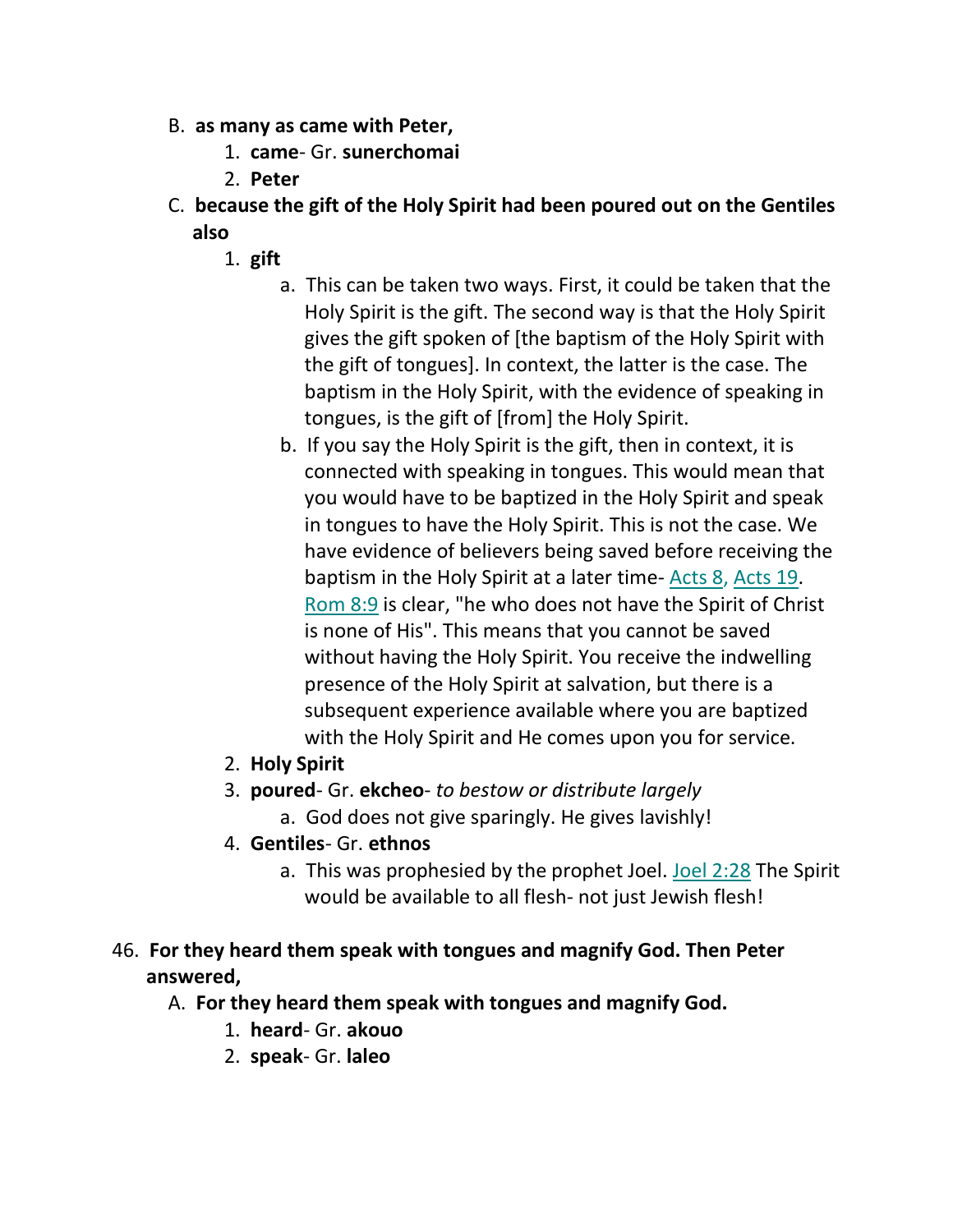B. **as many as came with Peter,**
   1. **came**- Gr. **sunerchomai**
   2. **Peter**

C. **because the gift of the Holy Spirit had been poured out on the Gentiles also**
   1. **gift**
      a. This can be taken two ways. First, it could be taken that the Holy Spirit is the gift. The second way is that the Holy Spirit gives the gift spoken of [the baptism of the Holy Spirit with the gift of tongues]. In context, the latter is the case. The baptism in the Holy Spirit, with the evidence of speaking in tongues, is the gift of [from] the Holy Spirit.
      b. If you say the Holy Spirit is the gift, then in context, it is connected with speaking in tongues. This would mean that you would have to be baptized in the Holy Spirit and speak in tongues to have the Holy Spirit. This is not the case. We have evidence of believers being saved before receiving the baptism in the Holy Spirit at a later time- Acts 8, Acts 19. Rom 8:9 is clear, "he who does not have the Spirit of Christ is none of His". This means that you cannot be saved without having the Holy Spirit. You receive the indwelling presence of the Holy Spirit at salvation, but there is a subsequent experience available where you are baptized with the Holy Spirit and He comes upon you for service.
   2. **Holy Spirit**
   3. **poured**- Gr. **ekcheo**- *to bestow or distribute largely*
      a. God does not give sparingly. He gives lavishly!
   4. **Gentiles**- Gr. **ethnos**
      a. This was prophesied by the prophet Joel. Joel 2:28 The Spirit would be available to all flesh- not just Jewish flesh!

46. **For they heard them speak with tongues and magnify God. Then Peter answered,**

A. **For they heard them speak with tongues and magnify God.**
   1. **heard**- Gr. **akouo**
   2. **speak**- Gr. **laleo**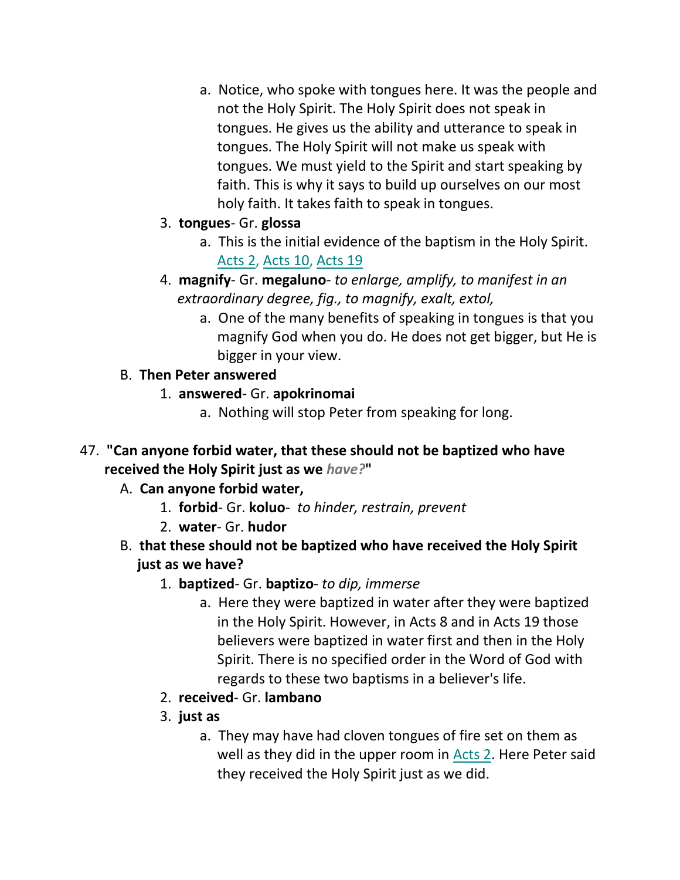a. Notice, who spoke with tongues here. It was the people and not the Holy Spirit. The Holy Spirit does not speak in tongues. He gives us the ability and utterance to speak in tongues. The Holy Spirit will not make us speak with tongues. We must yield to the Spirit and start speaking by faith. This is why it says to build up ourselves on our most holy faith. It takes faith to speak in tongues.

3. **tongues**- Gr. **glossa**
   a. This is the initial evidence of the baptism in the Holy Spirit. Acts 2, Acts 10, Acts 19
4. **magnify**- Gr. **megaluno**- *to enlarge, amplify, to manifest in an extraordinary degree, fig., to magnify, exalt, extol,*
   a. One of the many benefits of speaking in tongues is that you magnify God when you do. He does not get bigger, but He is bigger in your view.

B. **Then Peter answered**

1. **answered**- Gr. **apokrinomai**
   a. Nothing will stop Peter from speaking for long.

47. **"Can anyone forbid water, that these should not be baptized who have received the Holy Spirit just as we *have?*"**

A. **Can anyone forbid water,**

1. **forbid**- Gr. **koluo**- *to hinder, restrain, prevent*
2. **water**- Gr. **hudor**

B. **that these should not be baptized who have received the Holy Spirit just as we have?**

1. **baptized**- Gr. **baptizo**- *to dip, immerse*
   a. Here they were baptized in water after they were baptized in the Holy Spirit. However, in Acts 8 and in Acts 19 those believers were baptized in water first and then in the Holy Spirit. There is no specified order in the Word of God with regards to these two baptisms in a believer's life.
2. **received**- Gr. **lambano**
3. **just as**
   a. They may have had cloven tongues of fire set on them as well as they did in the upper room in Acts 2. Here Peter said they received the Holy Spirit just as we did.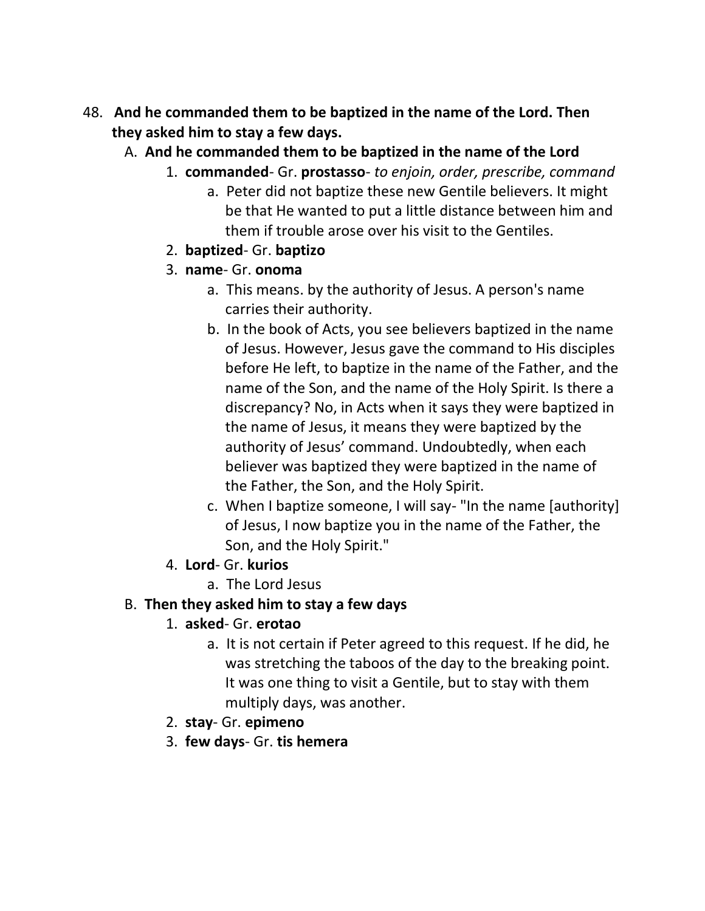48. **And he commanded them to be baptized in the name of the Lord. Then they asked him to stay a few days.**

   A. **And he commanded them to be baptized in the name of the Lord**

      1. **commanded**- Gr. **prostasso**- *to enjoin, order, prescribe, command*

         a. Peter did not baptize these new Gentile believers. It might be that He wanted to put a little distance between him and them if trouble arose over his visit to the Gentiles.

      2. **baptized**- Gr. **baptizo**

      3. **name**- Gr. **onoma**

         a. This means. by the authority of Jesus. A person's name carries their authority.

         b. In the book of Acts, you see believers baptized in the name of Jesus. However, Jesus gave the command to His disciples before He left, to baptize in the name of the Father, and the name of the Son, and the name of the Holy Spirit. Is there a discrepancy? No, in Acts when it says they were baptized in the name of Jesus, it means they were baptized by the authority of Jesus' command. Undoubtedly, when each believer was baptized they were baptized in the name of the Father, the Son, and the Holy Spirit.

         c. When I baptize someone, I will say- "In the name [authority] of Jesus, I now baptize you in the name of the Father, the Son, and the Holy Spirit."

      4. **Lord**- Gr. **kurios**

         a. The Lord Jesus

   B. **Then they asked him to stay a few days**

      1. **asked**- Gr. **erotao**

         a. It is not certain if Peter agreed to this request. If he did, he was stretching the taboos of the day to the breaking point. It was one thing to visit a Gentile, but to stay with them multiply days, was another.

      2. **stay**- Gr. **epimeno**

      3. **few days**- Gr. **tis hemera**